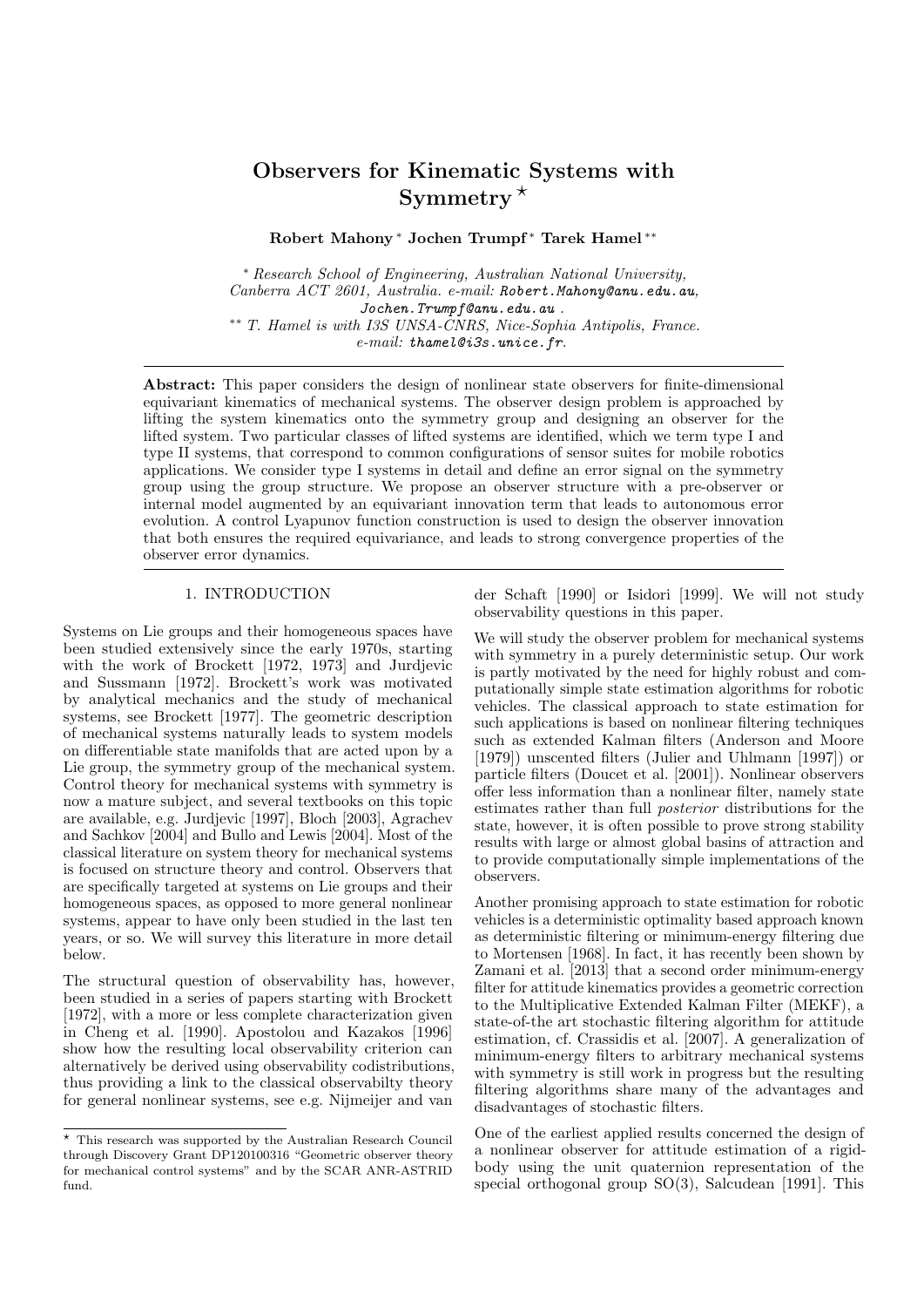# Observers for Kinematic Systems with Symmetry ⋆

**Robert Mahony** [*] **Jochen Trumpf** [*] **Tarek Hamel** [**]

[*] *Research School of Engineering, Australian National University, Canberra ACT 2601, Australia. e-mail:* Robert.Mahony@anu.edu.au, Jochen.Trumpf@anu.edu.au .

[**] *T. Hamel is with I3S UNSA-CNRS, Nice-Sophia Antipolis, France. e-mail:* thamel@i3s.unice.fr.

---

**Abstract:** This paper considers the design of nonlinear state observers for finite-dimensional equivariant kinematics of mechanical systems. The observer design problem is approached by lifting the system kinematics onto the symmetry group and designing an observer for the lifted system. Two particular classes of lifted systems are identified, which we term type I and type II systems, that correspond to common configurations of sensor suites for mobile robotics applications. We consider type I systems in detail and define an error signal on the symmetry group using the group structure. We propose an observer structure with a pre-observer or internal model augmented by an equivariant innovation term that leads to autonomous error evolution. A control Lyapunov function construction is used to design the observer innovation that both ensures the required equivariance, and leads to strong convergence properties of the observer error dynamics.

---

## 1. INTRODUCTION

Systems on Lie groups and their homogeneous spaces have been studied extensively since the early 1970s, starting with the work of Brockett [1972, 1973] and Jurdjevic and Sussmann [1972]. Brockett's work was motivated by analytical mechanics and the study of mechanical systems, see Brockett [1977]. The geometric description of mechanical systems naturally leads to system models on differentiable state manifolds that are acted upon by a Lie group, the symmetry group of the mechanical system. Control theory for mechanical systems with symmetry is now a mature subject, and several textbooks on this topic are available, e.g. Jurdjevic [1997], Bloch [2003], Agrachev and Sachkov [2004] and Bullo and Lewis [2004]. Most of the classical literature on system theory for mechanical systems is focused on structure theory and control. Observers that are specifically targeted at systems on Lie groups and their homogeneous spaces, as opposed to more general nonlinear systems, appear to have only been studied in the last ten years, or so. We will survey this literature in more detail below.

The structural question of observability has, however, been studied in a series of papers starting with Brockett [1972], with a more or less complete characterization given in Cheng et al. [1990]. Apostolou and Kazakos [1996] show how the resulting local observability criterion can alternatively be derived using observability codistributions, thus providing a link to the classical observabilty theory for general nonlinear systems, see e.g. Nijmeijer and van der Schaft [1990] or Isidori [1999]. We will not study observability questions in this paper.

We will study the observer problem for mechanical systems with symmetry in a purely deterministic setup. Our work is partly motivated by the need for highly robust and computationally simple state estimation algorithms for robotic vehicles. The classical approach to state estimation for such applications is based on nonlinear filtering techniques such as extended Kalman filters (Anderson and Moore [1979]) unscented filters (Julier and Uhlmann [1997]) or particle filters (Doucet et al. [2001]). Nonlinear observers offer less information than a nonlinear filter, namely state estimates rather than full *posterior* distributions for the state, however, it is often possible to prove strong stability results with large or almost global basins of attraction and to provide computationally simple implementations of the observers.

Another promising approach to state estimation for robotic vehicles is a deterministic optimality based approach known as deterministic filtering or minimum-energy filtering due to Mortensen [1968]. In fact, it has recently been shown by Zamani et al. [2013] that a second order minimum-energy filter for attitude kinematics provides a geometric correction to the Multiplicative Extended Kalman Filter (MEKF), a state-of-the art stochastic filtering algorithm for attitude estimation, cf. Crassidis et al. [2007]. A generalization of minimum-energy filters to arbitrary mechanical systems with symmetry is still work in progress but the resulting filtering algorithms share many of the advantages and disadvantages of stochastic filters.

One of the earliest applied results concerned the design of a nonlinear observer for attitude estimation of a rigid-body using the unit quaternion representation of the special orthogonal group SO(3), Salcudean [1991]. This

---

⋆ This research was supported by the Australian Research Council through Discovery Grant DP120100316 "Geometric observer theory for mechanical control systems" and by the SCAR ANR-ASTRID fund.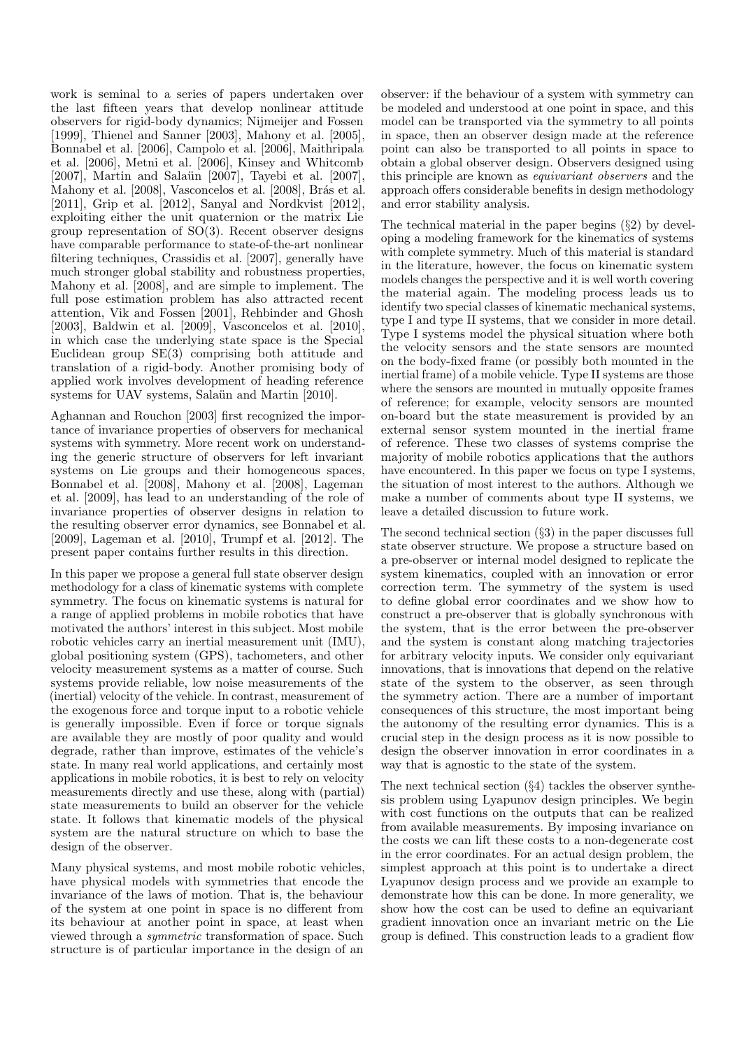work is seminal to a series of papers undertaken over the last fifteen years that develop nonlinear attitude observers for rigid-body dynamics; Nijmeijer and Fossen [1999], Thienel and Sanner [2003], Mahony et al. [2005], Bonnabel et al. [2006], Campolo et al. [2006], Maithripala et al. [2006], Metni et al. [2006], Kinsey and Whitcomb [2007], Martin and Salaün [2007], Tayebi et al. [2007], Mahony et al. [2008], Vasconcelos et al. [2008], Brás et al. [2011], Grip et al. [2012], Sanyal and Nordkvist [2012], exploiting either the unit quaternion or the matrix Lie group representation of SO(3). Recent observer designs have comparable performance to state-of-the-art nonlinear filtering techniques, Crassidis et al. [2007], generally have much stronger global stability and robustness properties, Mahony et al. [2008], and are simple to implement. The full pose estimation problem has also attracted recent attention, Vik and Fossen [2001], Rehbinder and Ghosh [2003], Baldwin et al. [2009], Vasconcelos et al. [2010], in which case the underlying state space is the Special Euclidean group SE(3) comprising both attitude and translation of a rigid-body. Another promising body of applied work involves development of heading reference systems for UAV systems, Salaün and Martin [2010].

Aghannan and Rouchon [2003] first recognized the importance of invariance properties of observers for mechanical systems with symmetry. More recent work on understanding the generic structure of observers for left invariant systems on Lie groups and their homogeneous spaces, Bonnabel et al. [2008], Mahony et al. [2008], Lageman et al. [2009], has lead to an understanding of the role of invariance properties of observer designs in relation to the resulting observer error dynamics, see Bonnabel et al. [2009], Lageman et al. [2010], Trumpf et al. [2012]. The present paper contains further results in this direction.

In this paper we propose a general full state observer design methodology for a class of kinematic systems with complete symmetry. The focus on kinematic systems is natural for a range of applied problems in mobile robotics that have motivated the authors' interest in this subject. Most mobile robotic vehicles carry an inertial measurement unit (IMU), global positioning system (GPS), tachometers, and other velocity measurement systems as a matter of course. Such systems provide reliable, low noise measurements of the (inertial) velocity of the vehicle. In contrast, measurement of the exogenous force and torque input to a robotic vehicle is generally impossible. Even if force or torque signals are available they are mostly of poor quality and would degrade, rather than improve, estimates of the vehicle's state. In many real world applications, and certainly most applications in mobile robotics, it is best to rely on velocity measurements directly and use these, along with (partial) state measurements to build an observer for the vehicle state. It follows that kinematic models of the physical system are the natural structure on which to base the design of the observer.

Many physical systems, and most mobile robotic vehicles, have physical models with symmetries that encode the invariance of the laws of motion. That is, the behaviour of the system at one point in space is no different from its behaviour at another point in space, at least when viewed through a *symmetric* transformation of space. Such structure is of particular importance in the design of an observer: if the behaviour of a system with symmetry can be modeled and understood at one point in space, and this model can be transported via the symmetry to all points in space, then an observer design made at the reference point can also be transported to all points in space to obtain a global observer design. Observers designed using this principle are known as *equivariant observers* and the approach offers considerable benefits in design methodology and error stability analysis.

The technical material in the paper begins (§2) by developing a modeling framework for the kinematics of systems with complete symmetry. Much of this material is standard in the literature, however, the focus on kinematic system models changes the perspective and it is well worth covering the material again. The modeling process leads us to identify two special classes of kinematic mechanical systems, type I and type II systems, that we consider in more detail. Type I systems model the physical situation where both the velocity sensors and the state sensors are mounted on the body-fixed frame (or possibly both mounted in the inertial frame) of a mobile vehicle. Type II systems are those where the sensors are mounted in mutually opposite frames of reference; for example, velocity sensors are mounted on-board but the state measurement is provided by an external sensor system mounted in the inertial frame of reference. These two classes of systems comprise the majority of mobile robotics applications that the authors have encountered. In this paper we focus on type I systems, the situation of most interest to the authors. Although we make a number of comments about type II systems, we leave a detailed discussion to future work.

The second technical section (§3) in the paper discusses full state observer structure. We propose a structure based on a pre-observer or internal model designed to replicate the system kinematics, coupled with an innovation or error correction term. The symmetry of the system is used to define global error coordinates and we show how to construct a pre-observer that is globally synchronous with the system, that is the error between the pre-observer and the system is constant along matching trajectories for arbitrary velocity inputs. We consider only equivariant innovations, that is innovations that depend on the relative state of the system to the observer, as seen through the symmetry action. There are a number of important consequences of this structure, the most important being the autonomy of the resulting error dynamics. This is a crucial step in the design process as it is now possible to design the observer innovation in error coordinates in a way that is agnostic to the state of the system.

The next technical section (§4) tackles the observer synthesis problem using Lyapunov design principles. We begin with cost functions on the outputs that can be realized from available measurements. By imposing invariance on the costs we can lift these costs to a non-degenerate cost in the error coordinates. For an actual design problem, the simplest approach at this point is to undertake a direct Lyapunov design process and we provide an example to demonstrate how this can be done. In more generality, we show how the cost can be used to define an equivariant gradient innovation once an invariant metric on the Lie group is defined. This construction leads to a gradient flow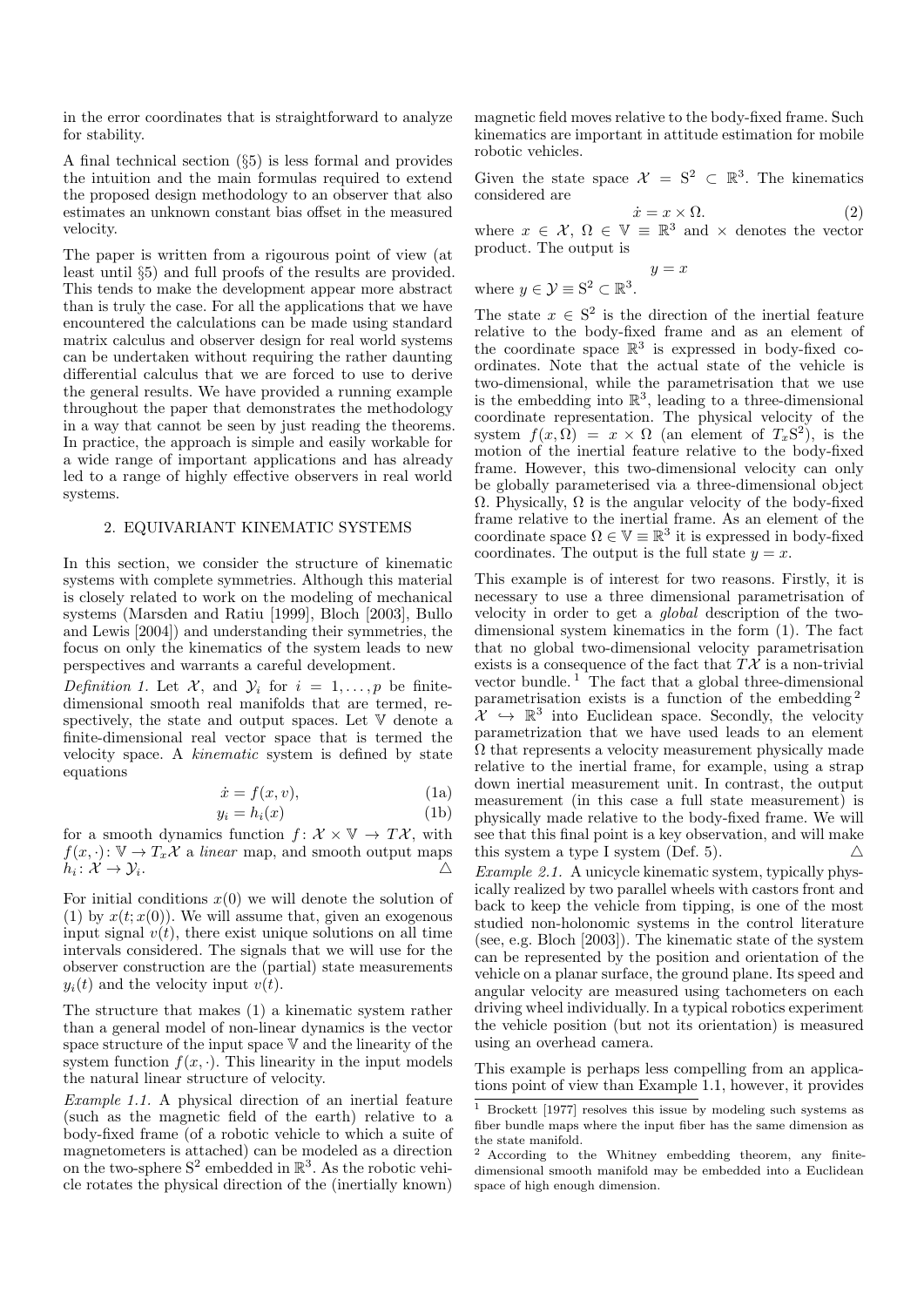in the error coordinates that is straightforward to analyze for stability.

A final technical section (§5) is less formal and provides the intuition and the main formulas required to extend the proposed design methodology to an observer that also estimates an unknown constant bias offset in the measured velocity.

The paper is written from a rigourous point of view (at least until §5) and full proofs of the results are provided. This tends to make the development appear more abstract than is truly the case. For all the applications that we have encountered the calculations can be made using standard matrix calculus and observer design for real world systems can be undertaken without requiring the rather daunting differential calculus that we are forced to use to derive the general results. We have provided a running example throughout the paper that demonstrates the methodology in a way that cannot be seen by just reading the theorems. In practice, the approach is simple and easily workable for a wide range of important applications and has already led to a range of highly effective observers in real world systems.

## 2. EQUIVARIANT KINEMATIC SYSTEMS

In this section, we consider the structure of kinematic systems with complete symmetries. Although this material is closely related to work on the modeling of mechanical systems (Marsden and Ratiu [1999], Bloch [2003], Bullo and Lewis [2004]) and understanding their symmetries, the focus on only the kinematics of the system leads to new perspectives and warrants a careful development.

*Definition 1.* Let $\mathcal{X}$, and $\mathcal{Y}_i$ for $i = 1, \ldots, p$ be finite-dimensional smooth real manifolds that are termed, respectively, the state and output spaces. Let $\mathbb{V}$ denote a finite-dimensional real vector space that is termed the velocity space. A *kinematic* system is defined by state equations

$$\dot{x} = f(x, v), \tag{1a}$$

$$y_i = h_i(x) \tag{1b}$$

for a smooth dynamics function $f \colon \mathcal{X} \times \mathbb{V} \to T\mathcal{X}$, with $f(x, \cdot) \colon \mathbb{V} \to T_x\mathcal{X}$ a *linear* map, and smooth output maps $h_i \colon \mathcal{X} \to \mathcal{Y}_i$. △

For initial conditions $x(0)$ we will denote the solution of (1) by $x(t; x(0))$. We will assume that, given an exogenous input signal $v(t)$, there exist unique solutions on all time intervals considered. The signals that we will use for the observer construction are the (partial) state measurements $y_i(t)$ and the velocity input $v(t)$.

The structure that makes (1) a kinematic system rather than a general model of non-linear dynamics is the vector space structure of the input space $\mathbb{V}$ and the linearity of the system function $f(x, \cdot)$. This linearity in the input models the natural linear structure of velocity.

*Example 1.1.* A physical direction of an inertial feature (such as the magnetic field of the earth) relative to a body-fixed frame (of a robotic vehicle to which a suite of magnetometers is attached) can be modeled as a direction on the two-sphere $\mathrm{S}^2$ embedded in $\mathbb{R}^3$. As the robotic vehicle rotates the physical direction of the (inertially known) magnetic field moves relative to the body-fixed frame. Such kinematics are important in attitude estimation for mobile robotic vehicles.

Given the state space $\mathcal{X} = \mathrm{S}^2 \subset \mathbb{R}^3$. The kinematics considered are

$$\dot{x} = x \times \Omega. \tag{2}$$

where $x \in \mathcal{X}$, $\Omega \in \mathbb{V} \equiv \mathbb{R}^3$ and $\times$ denotes the vector product. The output is

$$y = x$$

where $y \in \mathcal{Y} \equiv \mathrm{S}^2 \subset \mathbb{R}^3$.

The state $x \in \mathrm{S}^2$ is the direction of the inertial feature relative to the body-fixed frame and as an element of the coordinate space $\mathbb{R}^3$ is expressed in body-fixed coordinates. Note that the actual state of the vehicle is two-dimensional, while the parametrisation that we use is the embedding into $\mathbb{R}^3$, leading to a three-dimensional coordinate representation. The physical velocity of the system $f(x, \Omega) = x \times \Omega$ (an element of $T_x\mathrm{S}^2$), is the motion of the inertial feature relative to the body-fixed frame. However, this two-dimensional velocity can only be globally parameterised via a three-dimensional object $\Omega$. Physically, $\Omega$ is the angular velocity of the body-fixed frame relative to the inertial frame. As an element of the coordinate space $\Omega \in \mathbb{V} \equiv \mathbb{R}^3$ it is expressed in body-fixed coordinates. The output is the full state $y = x$.

This example is of interest for two reasons. Firstly, it is necessary to use a three dimensional parametrisation of velocity in order to get a *global* description of the two-dimensional system kinematics in the form (1). The fact that no global two-dimensional velocity parametrisation exists is a consequence of the fact that $T\mathcal{X}$ is a non-trivial vector bundle. [1] The fact that a global three-dimensional parametrisation exists is a function of the embedding [2] $\mathcal{X} \hookrightarrow \mathbb{R}^3$ into Euclidean space. Secondly, the velocity parametrization that we have used leads to an element $\Omega$ that represents a velocity measurement physically made relative to the inertial frame, for example, using a strap down inertial measurement unit. In contrast, the output measurement (in this case a full state measurement) is physically made relative to the body-fixed frame. We will see that this final point is a key observation, and will make this system a type I system (Def. 5). △

*Example 2.1.* A unicycle kinematic system, typically physically realized by two parallel wheels with castors front and back to keep the vehicle from tipping, is one of the most studied non-holonomic systems in the control literature (see, e.g. Bloch [2003]). The kinematic state of the system can be represented by the position and orientation of the vehicle on a planar surface, the ground plane. Its speed and angular velocity are measured using tachometers on each driving wheel individually. In a typical robotics experiment the vehicle position (but not its orientation) is measured using an overhead camera.

This example is perhaps less compelling from an applications point of view than Example 1.1, however, it provides

[1] Brockett [1977] resolves this issue by modeling such systems as fiber bundle maps where the input fiber has the same dimension as the state manifold.

[2] According to the Whitney embedding theorem, any finite-dimensional smooth manifold may be embedded into a Euclidean space of high enough dimension.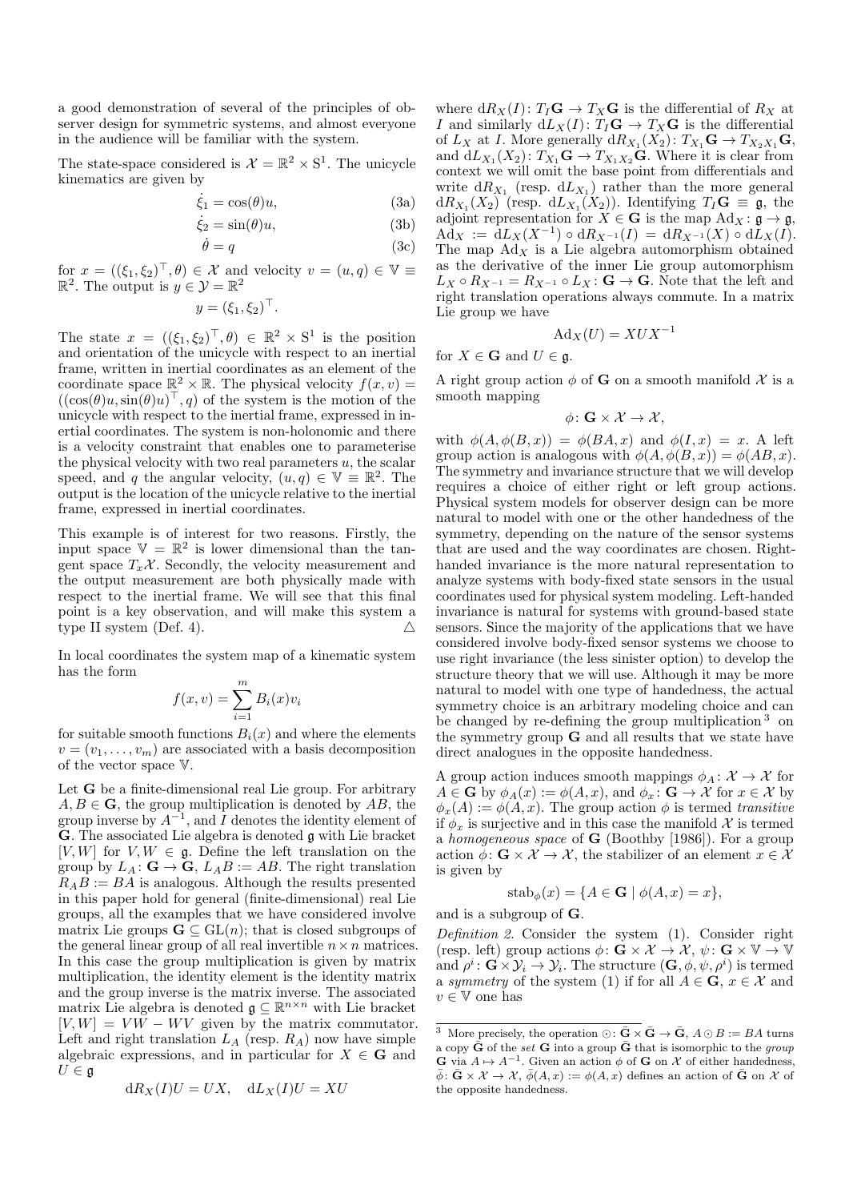a good demonstration of several of the principles of observer design for symmetric systems, and almost everyone in the audience will be familiar with the system.

The state-space considered is $\mathcal{X} = \mathbb{R}^2 \times \mathrm{S}^1$. The unicycle kinematics are given by

$$\dot{\xi}_1 = \cos(\theta)u, \tag{3a}$$

$$\dot{\xi}_2 = \sin(\theta)u, \tag{3b}$$

$$\dot{\theta} = q \tag{3c}$$

for $x = ((\xi_1, \xi_2)^\top, \theta) \in \mathcal{X}$ and velocity $v = (u, q) \in \mathbb{V} \equiv \mathbb{R}^2$. The output is $y \in \mathcal{Y} = \mathbb{R}^2$

$$y = (\xi_1, \xi_2)^\top.$$

The state $x = ((\xi_1, \xi_2)^\top, \theta) \in \mathbb{R}^2 \times \mathrm{S}^1$ is the position and orientation of the unicycle with respect to an inertial frame, written in inertial coordinates as an element of the coordinate space $\mathbb{R}^2 \times \mathbb{R}$. The physical velocity $f(x, v) = ((\cos(\theta)u, \sin(\theta)u)^\top, q)$ of the system is the motion of the unicycle with respect to the inertial frame, expressed in inertial coordinates. The system is non-holonomic and there is a velocity constraint that enables one to parameterise the physical velocity with two real parameters $u$, the scalar speed, and $q$ the angular velocity, $(u, q) \in \mathbb{V} \equiv \mathbb{R}^2$. The output is the location of the unicycle relative to the inertial frame, expressed in inertial coordinates.

This example is of interest for two reasons. Firstly, the input space $\mathbb{V} = \mathbb{R}^2$ is lower dimensional than the tangent space $T_x\mathcal{X}$. Secondly, the velocity measurement and the output measurement are both physically made with respect to the inertial frame. We will see that this final point is a key observation, and will make this system a type II system (Def. 4). △

In local coordinates the system map of a kinematic system has the form

$$f(x, v) = \sum_{i=1}^{m} B_i(x) v_i$$

for suitable smooth functions $B_i(x)$ and where the elements $v = (v_1, \ldots, v_m)$ are associated with a basis decomposition of the vector space $\mathbb{V}$.

Let $\mathbf{G}$ be a finite-dimensional real Lie group. For arbitrary $A, B \in \mathbf{G}$, the group multiplication is denoted by $AB$, the group inverse by $A^{-1}$, and $I$ denotes the identity element of $\mathbf{G}$. The associated Lie algebra is denoted $\mathfrak{g}$ with Lie bracket $[V, W]$ for $V, W \in \mathfrak{g}$. Define the left translation on the group by $L_A \colon \mathbf{G} \to \mathbf{G}$, $L_A B := AB$. The right translation $R_A B := BA$ is analogous. Although the results presented in this paper hold for general (finite-dimensional) real Lie groups, all the examples that we have considered involve matrix Lie groups $\mathbf{G} \subseteq \mathrm{GL}(n)$; that is closed subgroups of the general linear group of all real invertible $n \times n$ matrices. In this case the group multiplication is given by matrix multiplication, the identity element is the identity matrix and the group inverse is the matrix inverse. The associated matrix Lie algebra is denoted $\mathfrak{g} \subseteq \mathbb{R}^{n \times n}$ with Lie bracket $[V, W] = VW - WV$ given by the matrix commutator. Left and right translation $L_A$ (resp. $R_A$) now have simple algebraic expressions, and in particular for $X \in \mathbf{G}$ and $U \in \mathfrak{g}$

$$\mathrm{d}R_X(I)U = UX, \quad \mathrm{d}L_X(I)U = XU$$

where $\mathrm{d}R_X(I) \colon T_I\mathbf{G} \to T_X\mathbf{G}$ is the differential of $R_X$ at $I$ and similarly $\mathrm{d}L_X(I) \colon T_I\mathbf{G} \to T_X\mathbf{G}$ is the differential of $L_X$ at $I$. More generally $\mathrm{d}R_{X_1}(X_2) \colon T_{X_1}\mathbf{G} \to T_{X_2 X_1}\mathbf{G}$, and $\mathrm{d}L_{X_1}(X_2) \colon T_{X_1}\mathbf{G} \to T_{X_1 X_2}\mathbf{G}$. Where it is clear from context we will omit the base point from differentials and write $\mathrm{d}R_{X_1}$ (resp. $\mathrm{d}L_{X_1}$) rather than the more general $\mathrm{d}R_{X_1}(X_2)$ (resp. $\mathrm{d}L_{X_1}(X_2)$). Identifying $T_I\mathbf{G} \equiv \mathfrak{g}$, the adjoint representation for $X \in \mathbf{G}$ is the map $\mathrm{Ad}_X \colon \mathfrak{g} \to \mathfrak{g}$, $\mathrm{Ad}_X := \mathrm{d}L_X(X^{-1}) \circ \mathrm{d}R_{X^{-1}}(I) = \mathrm{d}R_{X^{-1}}(X) \circ \mathrm{d}L_X(I)$. The map $\mathrm{Ad}_X$ is a Lie algebra automorphism obtained as the derivative of the inner Lie group automorphism $L_X \circ R_{X^{-1}} = R_{X^{-1}} \circ L_X \colon \mathbf{G} \to \mathbf{G}$. Note that the left and right translation operations always commute. In a matrix Lie group we have

$$\mathrm{Ad}_X(U) = XUX^{-1}$$

for $X \in \mathbf{G}$ and $U \in \mathfrak{g}$.

A right group action $\phi$ of $\mathbf{G}$ on a smooth manifold $\mathcal{X}$ is a smooth mapping

$$\phi \colon \mathbf{G} \times \mathcal{X} \to \mathcal{X},$$

with $\phi(A, \phi(B, x)) = \phi(BA, x)$ and $\phi(I, x) = x$. A left group action is analogous with $\phi(A, \phi(B, x)) = \phi(AB, x)$. The symmetry and invariance structure that we will develop requires a choice of either right or left group actions. Physical system models for observer design can be more natural to model with one or the other handedness of the symmetry, depending on the nature of the sensor systems that are used and the way coordinates are chosen. Right-handed invariance is the more natural representation to analyze systems with body-fixed state sensors in the usual coordinates used for physical system modeling. Left-handed invariance is natural for systems with ground-based state sensors. Since the majority of the applications that we have considered involve body-fixed sensor systems we choose to use right invariance (the less sinister option) to develop the structure theory that we will use. Although it may be more natural to model with one type of handedness, the actual symmetry choice is an arbitrary modeling choice and can be changed by re-defining the group multiplication [3] on the symmetry group $\mathbf{G}$ and all results that we state have direct analogues in the opposite handedness.

A group action induces smooth mappings $\phi_A \colon \mathcal{X} \to \mathcal{X}$ for $A \in \mathbf{G}$ by $\phi_A(x) := \phi(A, x)$, and $\phi_x \colon \mathbf{G} \to \mathcal{X}$ for $x \in \mathcal{X}$ by $\phi_x(A) := \phi(A, x)$. The group action $\phi$ is termed *transitive* if $\phi_x$ is surjective and in this case the manifold $\mathcal{X}$ is termed a *homogeneous space* of $\mathbf{G}$ (Boothby [1986]). For a group action $\phi \colon \mathbf{G} \times \mathcal{X} \to \mathcal{X}$, the stabilizer of an element $x \in \mathcal{X}$ is given by

$$\mathrm{stab}_\phi(x) = \{A \in \mathbf{G} \mid \phi(A, x) = x\},$$

and is a subgroup of $\mathbf{G}$.

*Definition 2.* Consider the system (1). Consider right (resp. left) group actions $\phi \colon \mathbf{G} \times \mathcal{X} \to \mathcal{X}$, $\psi \colon \mathbf{G} \times \mathbb{V} \to \mathbb{V}$ and $\rho^i \colon \mathbf{G} \times \mathcal{Y}_i \to \mathcal{Y}_i$. The structure $(\mathbf{G}, \phi, \psi, \rho^i)$ is termed a *symmetry* of the system (1) if for all $A \in \mathbf{G}$, $x \in \mathcal{X}$ and $v \in \mathbb{V}$ one has

[3] More precisely, the operation $\odot \colon \bar{\mathbf{G}} \times \bar{\mathbf{G}} \to \bar{\mathbf{G}}$, $A \odot B := BA$ turns a copy $\bar{\mathbf{G}}$ of the *set* $\mathbf{G}$ into a group $\bar{\mathbf{G}}$ that is isomorphic to the *group* $\mathbf{G}$ via $A \mapsto A^{-1}$. Given an action $\phi$ of $\mathbf{G}$ on $\mathcal{X}$ of either handedness, $\bar{\phi} \colon \bar{\mathbf{G}} \times \mathcal{X} \to \mathcal{X}$, $\bar{\phi}(A, x) := \phi(A, x)$ defines an action of $\bar{\mathbf{G}}$ on $\mathcal{X}$ of the opposite handedness.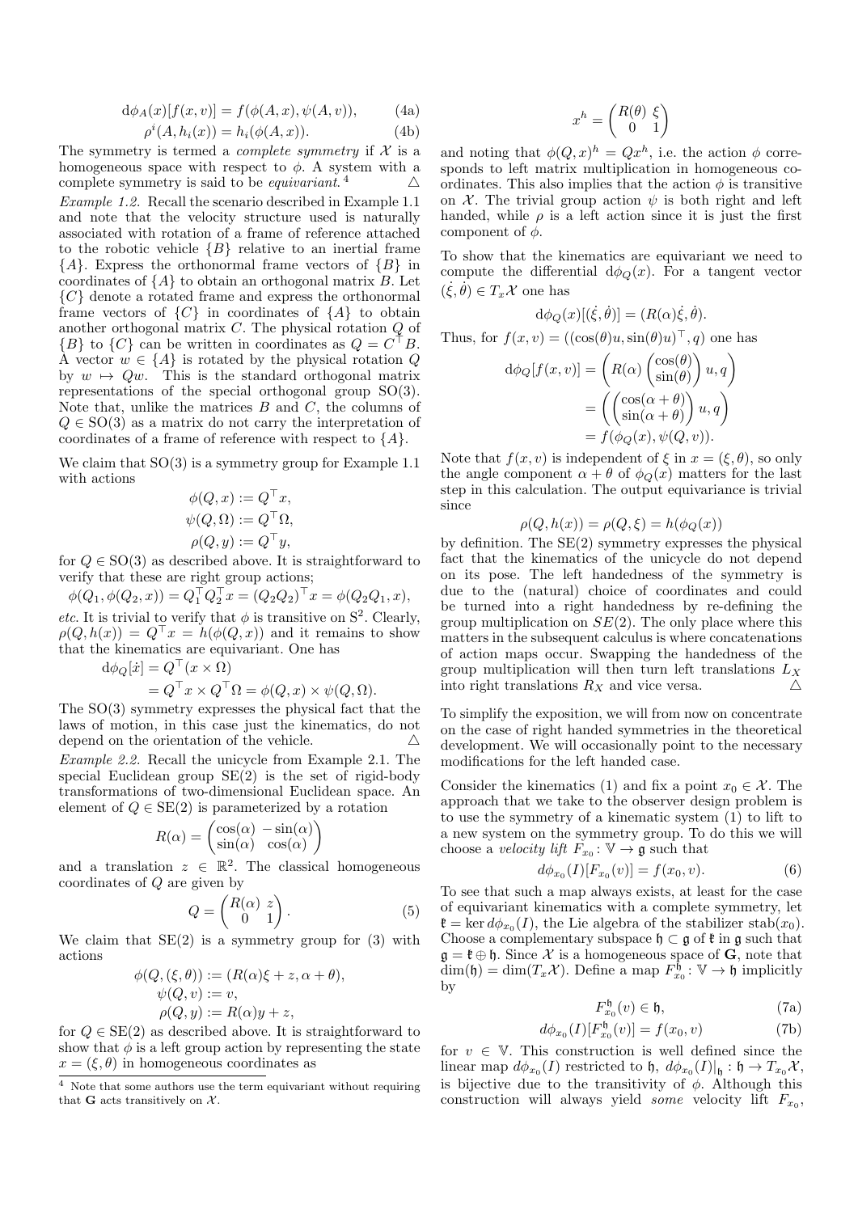$$\mathrm{d}\phi_A(x)[f(x,v)] = f(\phi(A,x), \psi(A,v)), \tag{4a}$$

$$\rho^i(A, h_i(x)) = h_i(\phi(A,x)). \tag{4b}$$

The symmetry is termed a *complete symmetry* if $\mathcal{X}$ is a homogeneous space with respect to $\phi$. A system with a complete symmetry is said to be *equivariant*.[4] △

*Example 1.2.* Recall the scenario described in Example 1.1 and note that the velocity structure used is naturally associated with rotation of a frame of reference attached to the robotic vehicle $\{B\}$ relative to an inertial frame $\{A\}$. Express the orthonormal frame vectors of $\{B\}$ in coordinates of $\{A\}$ to obtain an orthogonal matrix $B$. Let $\{C\}$ denote a rotated frame and express the orthonormal frame vectors of $\{C\}$ in coordinates of $\{A\}$ to obtain another orthogonal matrix $C$. The physical rotation $Q$ of $\{B\}$ to $\{C\}$ can be written in coordinates as $Q = C^\top B$. A vector $w \in \{A\}$ is rotated by the physical rotation $Q$ by $w \mapsto Qw$. This is the standard orthogonal matrix representations of the special orthogonal group SO(3). Note that, unlike the matrices $B$ and $C$, the columns of $Q \in \mathrm{SO}(3)$ as a matrix do not carry the interpretation of coordinates of a frame of reference with respect to $\{A\}$.

We claim that SO(3) is a symmetry group for Example 1.1 with actions

$$\phi(Q,x) := Q^\top x,$$
$$\psi(Q,\Omega) := Q^\top \Omega,$$
$$\rho(Q,y) := Q^\top y,$$

for $Q \in \mathrm{SO}(3)$ as described above. It is straightforward to verify that these are right group actions;

$$\phi(Q_1, \phi(Q_2, x)) = Q_1^\top Q_2^\top x = (Q_2 Q_2)^\top x = \phi(Q_2 Q_1, x),$$

*etc.* It is trivial to verify that $\phi$ is transitive on $\mathrm{S}^2$. Clearly, $\rho(Q, h(x)) = Q^\top x = h(\phi(Q,x))$ and it remains to show that the kinematics are equivariant. One has

$$\begin{aligned}
\mathrm{d}\phi_Q[\dot{x}] &= Q^\top (x \times \Omega) \\
&= Q^\top x \times Q^\top \Omega = \phi(Q,x) \times \psi(Q,\Omega).
\end{aligned}$$

The SO(3) symmetry expresses the physical fact that the laws of motion, in this case just the kinematics, do not depend on the orientation of the vehicle. △

*Example 2.2.* Recall the unicycle from Example 2.1. The special Euclidean group SE(2) is the set of rigid-body transformations of two-dimensional Euclidean space. An element of $Q \in \mathrm{SE}(2)$ is parameterized by a rotation

$$R(\alpha) = \begin{pmatrix} \cos(\alpha) & -\sin(\alpha) \\ \sin(\alpha) & \cos(\alpha) \end{pmatrix}$$

and a translation $z \in \mathbb{R}^2$. The classical homogeneous coordinates of $Q$ are given by

$$Q = \begin{pmatrix} R(\alpha) & z \\ 0 & 1 \end{pmatrix}. \tag{5}$$

We claim that SE(2) is a symmetry group for (3) with actions

$$\phi(Q,(\xi,\theta)) := (R(\alpha)\xi + z, \alpha + \theta),$$
$$\psi(Q,v) := v,$$
$$\rho(Q,y) := R(\alpha)y + z,$$

for $Q \in \mathrm{SE}(2)$ as described above. It is straightforward to show that $\phi$ is a left group action by representing the state $x = (\xi, \theta)$ in homogeneous coordinates as

$$x^h = \begin{pmatrix} R(\theta) & \xi \\ 0 & 1 \end{pmatrix}$$

and noting that $\phi(Q,x)^h = Qx^h$, i.e. the action $\phi$ corresponds to left matrix multiplication in homogeneous coordinates. This also implies that the action $\phi$ is transitive on $\mathcal{X}$. The trivial group action $\psi$ is both right and left handed, while $\rho$ is a left action since it is just the first component of $\phi$.

To show that the kinematics are equivariant we need to compute the differential $\mathrm{d}\phi_Q(x)$. For a tangent vector $(\dot{\xi}, \dot{\theta}) \in T_x\mathcal{X}$ one has

$$\mathrm{d}\phi_Q(x)[(\dot{\xi},\dot{\theta})] = (R(\alpha)\dot{\xi}, \dot{\theta}).$$

Thus, for $f(x,v) = ((\cos(\theta)u, \sin(\theta)u)^\top, q)$ one has

$$\begin{aligned}
\mathrm{d}\phi_Q[f(x,v)] &= \left( R(\alpha) \begin{pmatrix} \cos(\theta) \\ \sin(\theta) \end{pmatrix} u, q \right) \\
&= \left( \begin{pmatrix} \cos(\alpha+\theta) \\ \sin(\alpha+\theta) \end{pmatrix} u, q \right) \\
&= f(\phi_Q(x), \psi(Q,v)).
\end{aligned}$$

Note that $f(x,v)$ is independent of $\xi$ in $x = (\xi,\theta)$, so only the angle component $\alpha + \theta$ of $\phi_Q(x)$ matters for the last step in this calculation. The output equivariance is trivial since

$$\rho(Q, h(x)) = \rho(Q,\xi) = h(\phi_Q(x))$$

by definition. The SE(2) symmetry expresses the physical fact that the kinematics of the unicycle do not depend on its pose. The left handedness of the symmetry is due to the (natural) choice of coordinates and could be turned into a right handedness by re-defining the group multiplication on $SE(2)$. The only place where this matters in the subsequent calculus is where concatenations of action maps occur. Swapping the handedness of the group multiplication will then turn left translations $L_X$ into right translations $R_X$ and vice versa. △

To simplify the exposition, we will from now on concentrate on the case of right handed symmetries in the theoretical development. We will occasionally point to the necessary modifications for the left handed case.

Consider the kinematics (1) and fix a point $x_0 \in \mathcal{X}$. The approach that we take to the observer design problem is to use the symmetry of a kinematic system (1) to lift to a new system on the symmetry group. To do this we will choose a *velocity lift* $F_{x_0} \colon \mathbb{V} \to \mathfrak{g}$ such that

$$d\phi_{x_0}(I)[F_{x_0}(v)] = f(x_0, v). \tag{6}$$

To see that such a map always exists, at least for the case of equivariant kinematics with a complete symmetry, let $\mathfrak{k} = \ker d\phi_{x_0}(I)$, the Lie algebra of the stabilizer $\mathrm{stab}(x_0)$. Choose a complementary subspace $\mathfrak{h} \subset \mathfrak{g}$ of $\mathfrak{k}$ in $\mathfrak{g}$ such that $\mathfrak{g} = \mathfrak{k} \oplus \mathfrak{h}$. Since $\mathcal{X}$ is a homogeneous space of $\mathbf{G}$, note that $\dim(\mathfrak{h}) = \dim(T_x\mathcal{X})$. Define a map $F_{x_0}^{\mathfrak{h}} \colon \mathbb{V} \to \mathfrak{h}$ implicitly by

$$F_{x_0}^{\mathfrak{h}}(v) \in \mathfrak{h}, \tag{7a}$$

$$d\phi_{x_0}(I)[F_{x_0}^{\mathfrak{h}}(v)] = f(x_0, v) \tag{7b}$$

for $v \in \mathbb{V}$. This construction is well defined since the linear map $d\phi_{x_0}(I)$ restricted to $\mathfrak{h}$, $d\phi_{x_0}(I)\big|_{\mathfrak{h}} \colon \mathfrak{h} \to T_{x_0}\mathcal{X}$, is bijective due to the transitivity of $\phi$. Although this construction will always yield *some* velocity lift $F_{x_0}$,

[4] Note that some authors use the term equivariant without requiring that $\mathbf{G}$ acts transitively on $\mathcal{X}$.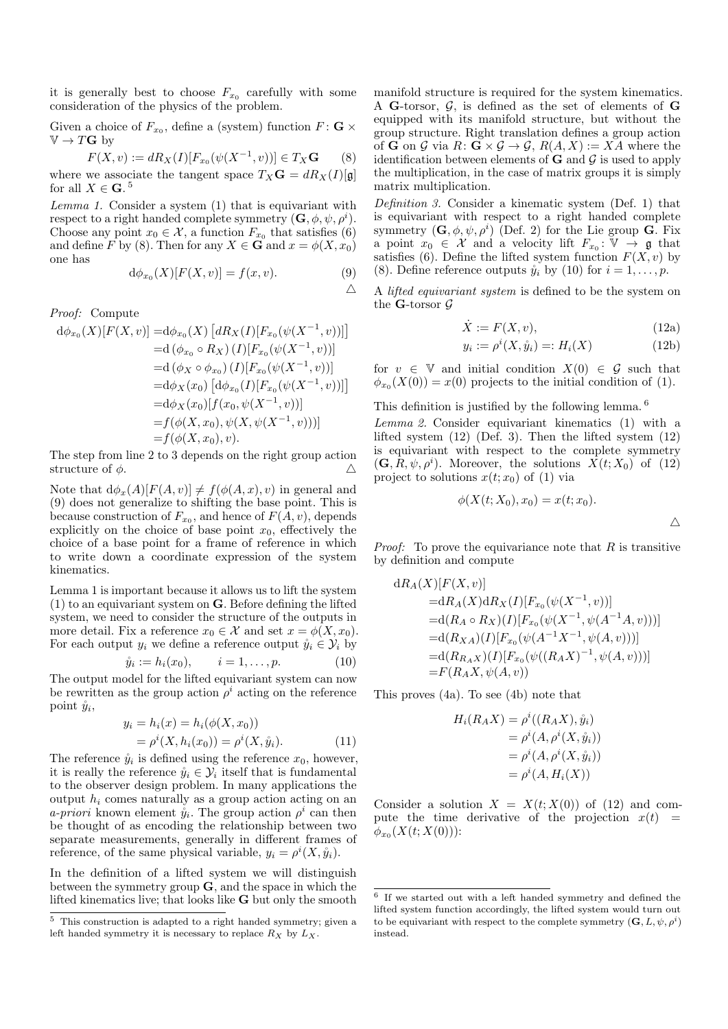it is generally best to choose $F_{x_0}$ carefully with some consideration of the physics of the problem.

Given a choice of $F_{x_0}$, define a (system) function $F\colon \mathbf{G} \times \mathbb{V} \to T\mathbf{G}$ by

$$F(X, v) := dR_X(I)[F_{x_0}(\psi(X^{-1}, v))] \in T_X\mathbf{G} \qquad (8)$$

where we associate the tangent space $T_X\mathbf{G} = dR_X(I)[\mathfrak{g}]$ for all $X \in \mathbf{G}$. [5]

*Lemma 1.* Consider a system (1) that is equivariant with respect to a right handed complete symmetry $(\mathbf{G}, \phi, \psi, \rho^i)$. Choose any point $x_0 \in \mathcal{X}$, a function $F_{x_0}$ that satisfies (6) and define $F$ by (8). Then for any $X \in \mathbf{G}$ and $x = \phi(X, x_0)$ one has

$$\mathrm{d}\phi_{x_0}(X)[F(X, v)] = f(x, v). \qquad (9)$$

$\triangle$

*Proof:* Compute

$$\begin{aligned}
\mathrm{d}\phi_{x_0}(X)[F(X, v)] =& \mathrm{d}\phi_{x_0}(X)\left[dR_X(I)[F_{x_0}(\psi(X^{-1}, v))]\right] \\
=& \mathrm{d}\left(\phi_{x_0} \circ R_X\right)(I)[F_{x_0}(\psi(X^{-1}, v))] \\
=& \mathrm{d}\left(\phi_X \circ \phi_{x_0}\right)(I)[F_{x_0}(\psi(X^{-1}, v))] \\
=& \mathrm{d}\phi_X(x_0)\left[\mathrm{d}\phi_{x_0}(I)[F_{x_0}(\psi(X^{-1}, v))]\right] \\
=& \mathrm{d}\phi_X(x_0)[f(x_0, \psi(X^{-1}, v))] \\
=& f(\phi(X, x_0), \psi(X, \psi(X^{-1}, v)))] \\
=& f(\phi(X, x_0), v).
\end{aligned}$$

The step from line 2 to 3 depends on the right group action structure of $\phi$. $\triangle$

Note that $\mathrm{d}\phi_x(A)[F(A, v)] \neq f(\phi(A, x), v)$ in general and (9) does not generalize to shifting the base point. This is because construction of $F_{x_0}$, and hence of $F(A, v)$, depends explicitly on the choice of base point $x_0$, effectively the choice of a base point for a frame of reference in which to write down a coordinate expression of the system kinematics.

Lemma 1 is important because it allows us to lift the system (1) to an equivariant system on $\mathbf{G}$. Before defining the lifted system, we need to consider the structure of the outputs in more detail. Fix a reference $x_0 \in \mathcal{X}$ and set $x = \phi(X, x_0)$. For each output $y_i$ we define a reference output $\mathring{y}_i \in \mathcal{Y}_i$ by

$$\mathring{y}_i := h_i(x_0), \qquad i = 1, \ldots, p. \qquad (10)$$

The output model for the lifted equivariant system can now be rewritten as the group action $\rho^i$ acting on the reference point $\mathring{y}_i$,

$$\begin{aligned}
y_i &= h_i(x) = h_i(\phi(X, x_0)) \\
&= \rho^i(X, h_i(x_0)) = \rho^i(X, \mathring{y}_i). \qquad (11)
\end{aligned}$$

The reference $\mathring{y}_i$ is defined using the reference $x_0$, however, it is really the reference $\mathring{y}_i \in \mathcal{Y}_i$ itself that is fundamental to the observer design problem. In many applications the output $h_i$ comes naturally as a group action acting on an *a-priori* known element $\mathring{y}_i$. The group action $\rho^i$ can then be thought of as encoding the relationship between two separate measurements, generally in different frames of reference, of the same physical variable, $y_i = \rho^i(X, \mathring{y}_i)$.

In the definition of a lifted system we will distinguish between the symmetry group $\mathbf{G}$, and the space in which the lifted kinematics live; that looks like $\mathbf{G}$ but only the smooth manifold structure is required for the system kinematics. A $\mathbf{G}$-torsor, $\mathcal{G}$, is defined as the set of elements of $\mathbf{G}$ equipped with its manifold structure, but without the group structure. Right translation defines a group action of $\mathbf{G}$ on $\mathcal{G}$ via $R\colon \mathbf{G} \times \mathcal{G} \to \mathcal{G}$, $R(A, X) := XA$ where the identification between elements of $\mathbf{G}$ and $\mathcal{G}$ is used to apply the multiplication, in the case of matrix groups it is simply matrix multiplication.

*Definition 3.* Consider a kinematic system (Def. 1) that is equivariant with respect to a right handed complete symmetry $(\mathbf{G}, \phi, \psi, \rho^i)$ (Def. 2) for the Lie group $\mathbf{G}$. Fix a point $x_0 \in \mathcal{X}$ and a velocity lift $F_{x_0}\colon \mathbb{V} \to \mathfrak{g}$ that satisfies (6). Define the lifted system function $F(X, v)$ by (8). Define reference outputs $\mathring{y}_i$ by (10) for $i = 1, \ldots, p$.

A *lifted equivariant system* is defined to be the system on the $\mathbf{G}$-torsor $\mathcal{G}$

$$\dot{X} := F(X, v), \qquad (12a)$$

$$y_i := \rho^i(X, \mathring{y}_i) =: H_i(X) \qquad (12b)$$

for $v \in \mathbb{V}$ and initial condition $X(0) \in \mathcal{G}$ such that $\phi_{x_0}(X(0)) = x(0)$ projects to the initial condition of (1).

This definition is justified by the following lemma. [6]

*Lemma 2.* Consider equivariant kinematics (1) with a lifted system (12) (Def. 3). Then the lifted system (12) is equivariant with respect to the complete symmetry $(\mathbf{G}, R, \psi, \rho^i)$. Moreover, the solutions $X(t; X_0)$ of (12) project to solutions $x(t; x_0)$ of (1) via

$$\phi(X(t; X_0), x_0) = x(t; x_0).$$

$\triangle$

*Proof:* To prove the equivariance note that $R$ is transitive by definition and compute

$$\begin{aligned}
&\mathrm{d}R_A(X)[F(X, v)] \\
&= \mathrm{d}R_A(X)\mathrm{d}R_X(I)[F_{x_0}(\psi(X^{-1}, v))] \\
&= \mathrm{d}(R_A \circ R_X)(I)[F_{x_0}(\psi(X^{-1}, \psi(A^{-1}A, v)))] \\
&= \mathrm{d}(R_{XA})(I)[F_{x_0}(\psi(A^{-1}X^{-1}, \psi(A, v)))] \\
&= \mathrm{d}(R_{R_A X})(I)[F_{x_0}(\psi((R_A X)^{-1}, \psi(A, v)))] \\
&= F(R_A X, \psi(A, v))
\end{aligned}$$

This proves (4a). To see (4b) note that

$$\begin{aligned}
H_i(R_A X) &= \rho^i((R_A X), \mathring{y}_i) \\
&= \rho^i(A, \rho^i(X, \mathring{y}_i)) \\
&= \rho^i(A, \rho^i(X, \mathring{y}_i)) \\
&= \rho^i(A, H_i(X))
\end{aligned}$$

Consider a solution $X = X(t; X(0))$ of (12) and compute the time derivative of the projection $x(t) = \phi_{x_0}(X(t; X(0)))$:

---

[5] This construction is adapted to a right handed symmetry; given a left handed symmetry it is necessary to replace $R_X$ by $L_X$.

[6] If we started out with a left handed symmetry and defined the lifted system function accordingly, the lifted system would turn out to be equivariant with respect to the complete symmetry $(\mathbf{G}, L, \psi, \rho^i)$ instead.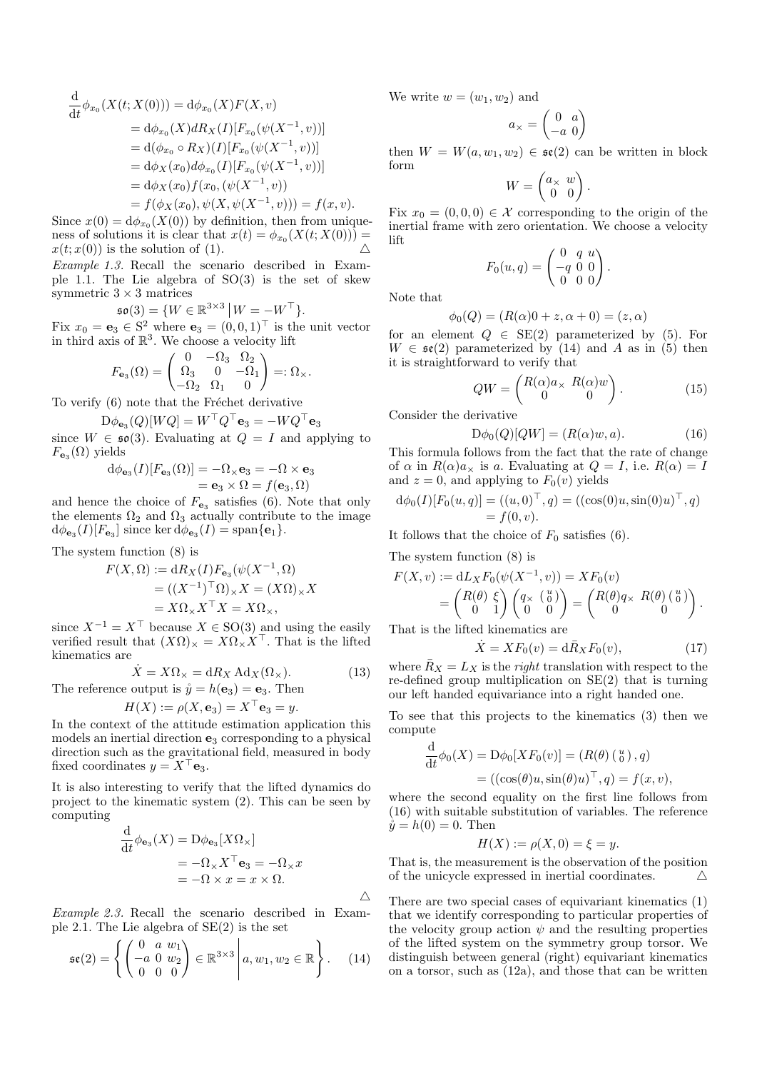$$
\begin{aligned}
\frac{\mathrm{d}}{\mathrm{d}t}\phi_{x_0}(X(t;X(0))) &= \mathrm{d}\phi_{x_0}(X)F(X,v)\\
&= \mathrm{d}\phi_{x_0}(X)dR_X(I)[F_{x_0}(\psi(X^{-1},v))]\\
&= \mathrm{d}(\phi_{x_0}\circ R_X)(I)[F_{x_0}(\psi(X^{-1},v))]\\
&= \mathrm{d}\phi_X(x_0)d\phi_{x_0}(I)[F_{x_0}(\psi(X^{-1},v))]\\
&= \mathrm{d}\phi_X(x_0)f(x_0,(\psi(X^{-1},v))\\
&= f(\phi_X(x_0),\psi(X,\psi(X^{-1},v))) = f(x,v).
\end{aligned}
$$

Since $x(0) = \mathrm{d}\phi_{x_0}(X(0))$ by definition, then from uniqueness of solutions it is clear that $x(t) = \phi_{x_0}(X(t;X(0))) = x(t;x(0))$ is the solution of (1). △

*Example 1.3.* Recall the scenario described in Example 1.1. The Lie algebra of SO(3) is the set of skew symmetric $3\times 3$ matrices

$$\mathfrak{so}(3) = \{W \in \mathbb{R}^{3\times 3} \,|\, W = -W^\top\}.$$

Fix $x_0 = \mathbf{e}_3 \in \mathrm{S}^2$ where $\mathbf{e}_3 = (0,0,1)^\top$ is the unit vector in third axis of $\mathbb{R}^3$. We choose a velocity lift

$$F_{\mathbf{e}_3}(\Omega) = \begin{pmatrix} 0 & -\Omega_3 & \Omega_2\\ \Omega_3 & 0 & -\Omega_1\\ -\Omega_2 & \Omega_1 & 0\end{pmatrix} =: \Omega_\times.$$

To verify (6) note that the Fréchet derivative

$$\mathrm{D}\phi_{\mathbf{e}_3}(Q)[WQ] = W^\top Q^\top \mathbf{e}_3 = -WQ^\top\mathbf{e}_3$$

since $W \in \mathfrak{so}(3)$. Evaluating at $Q = I$ and applying to $F_{\mathbf{e}_3}(\Omega)$ yields

$$
\begin{aligned}
\mathrm{d}\phi_{\mathbf{e}_3}(I)[F_{\mathbf{e}_3}(\Omega)] &= -\Omega_\times \mathbf{e}_3 = -\Omega\times\mathbf{e}_3\\
&= \mathbf{e}_3\times\Omega = f(\mathbf{e}_3,\Omega)
\end{aligned}
$$

and hence the choice of $F_{\mathbf{e}_3}$ satisfies (6). Note that only the elements $\Omega_2$ and $\Omega_3$ actually contribute to the image $\mathrm{d}\phi_{\mathbf{e}_3}(I)[F_{\mathbf{e}_3}]$ since $\ker \mathrm{d}\phi_{\mathbf{e}_3}(I) = \mathrm{span}\{\mathbf{e}_1\}$.

The system function (8) is

$$
\begin{aligned}
F(X,\Omega) &:= \mathrm{d}R_X(I)F_{\mathbf{e}_3}(\psi(X^{-1},\Omega)\\
&= ((X^{-1})^\top\Omega)_\times X = (X\Omega)_\times X\\
&= X\Omega_\times X^\top X = X\Omega_\times,
\end{aligned}
$$

since $X^{-1} = X^\top$ because $X \in \mathrm{SO}(3)$ and using the easily verified result that $(X\Omega)_\times = X\Omega_\times X^\top$. That is the lifted kinematics are

$$\dot{X} = X\Omega_\times = \mathrm{d}R_X\,\mathrm{Ad}_X(\Omega_\times). \tag{13}$$

The reference output is $\mathring{y} = h(\mathbf{e}_3) = \mathbf{e}_3$. Then

$$H(X) := \rho(X,\mathbf{e}_3) = X^\top\mathbf{e}_3 = y.$$

In the context of the attitude estimation application this models an inertial direction $\mathbf{e}_3$ corresponding to a physical direction such as the gravitational field, measured in body fixed coordinates $y = X^\top\mathbf{e}_3$.

It is also interesting to verify that the lifted dynamics do project to the kinematic system (2). This can be seen by computing

$$
\begin{aligned}
\frac{\mathrm{d}}{\mathrm{d}t}\phi_{\mathbf{e}_3}(X) &= \mathrm{D}\phi_{\mathbf{e}_3}[X\Omega_\times]\\
&= -\Omega_\times X^\top\mathbf{e}_3 = -\Omega_\times x\\
&= -\Omega\times x = x\times\Omega.
\end{aligned}
$$

△

*Example 2.3.* Recall the scenario described in Example 2.1. The Lie algebra of SE(2) is the set

$$\mathfrak{se}(2) = \left\{ \begin{pmatrix} 0 & a & w_1\\ -a & 0 & w_2\\ 0 & 0 & 0\end{pmatrix} \in \mathbb{R}^{3\times 3} \,\middle|\, a, w_1, w_2 \in \mathbb{R}\right\}. \tag{14}$$

We write $w = (w_1, w_2)$ and

$$a_\times = \begin{pmatrix} 0 & a\\ -a & 0\end{pmatrix}$$

then $W = W(a, w_1, w_2) \in \mathfrak{se}(2)$ can be written in block form

$$W = \begin{pmatrix} a_\times & w\\ 0 & 0\end{pmatrix}.$$

Fix $x_0 = (0,0,0) \in \mathcal{X}$ corresponding to the origin of the inertial frame with zero orientation. We choose a velocity lift

$$F_0(u,q) = \begin{pmatrix} 0 & q & u\\ -q & 0 & 0\\ 0 & 0 & 0\end{pmatrix}.$$

Note that

$$\phi_0(Q) = (R(\alpha)0 + z, \alpha + 0) = (z,\alpha)$$

for an element $Q \in \mathrm{SE}(2)$ parameterized by (5). For $W \in \mathfrak{se}(2)$ parameterized by (14) and $A$ as in (5) then it is straightforward to verify that

$$QW = \begin{pmatrix} R(\alpha)a_\times & R(\alpha)w\\ 0 & 0\end{pmatrix}. \tag{15}$$

Consider the derivative

$$\mathrm{D}\phi_0(Q)[QW] = (R(\alpha)w, a). \tag{16}$$

This formula follows from the fact that the rate of change of $\alpha$ in $R(\alpha)a_\times$ is $a$. Evaluating at $Q = I$, i.e. $R(\alpha) = I$ and $z = 0$, and applying to $F_0(v)$ yields

$$
\begin{aligned}
\mathrm{d}\phi_0(I)[F_0(u,q)] &= ((u,0)^\top, q) = ((\cos(0)u, \sin(0)u)^\top, q)\\
&= f(0,v).
\end{aligned}
$$

It follows that the choice of $F_0$ satisfies (6).

The system function (8) is

$$
\begin{aligned}
F(X,v) &:= \mathrm{d}L_X F_0(\psi(X^{-1},v)) = XF_0(v)\\
&= \begin{pmatrix} R(\theta) & \xi\\ 0 & 1\end{pmatrix}\begin{pmatrix} q_\times & \binom{u}{0}\\ 0 & 0\end{pmatrix} = \begin{pmatrix} R(\theta)q_\times & R(\theta)\binom{u}{0}\\ 0 & 0\end{pmatrix}.
\end{aligned}
$$

That is the lifted kinematics are

$$\dot{X} = XF_0(v) = \mathrm{d}\bar{R}_X F_0(v), \tag{17}$$

where $\bar{R}_X = L_X$ is the *right* translation with respect to the re-defined group multiplication on SE(2) that is turning our left handed equivariance into a right handed one.

To see that this projects to the kinematics (3) then we compute

$$
\begin{aligned}
\frac{\mathrm{d}}{\mathrm{d}t}\phi_0(X) &= \mathrm{D}\phi_0[XF_0(v)] = (R(\theta)\tbinom{u}{0}, q)\\
&= ((\cos(\theta)u, \sin(\theta)u)^\top, q) = f(x,v),
\end{aligned}
$$

where the second equality on the first line follows from (16) with suitable substitution of variables. The reference $\mathring{y} = h(0) = 0$. Then

$$H(X) := \rho(X, 0) = \xi = y.$$

That is, the measurement is the observation of the position of the unicycle expressed in inertial coordinates. △

There are two special cases of equivariant kinematics (1) that we identify corresponding to particular properties of the velocity group action $\psi$ and the resulting properties of the lifted system on the symmetry group torsor. We distinguish between general (right) equivariant kinematics on a torsor, such as (12a), and those that can be written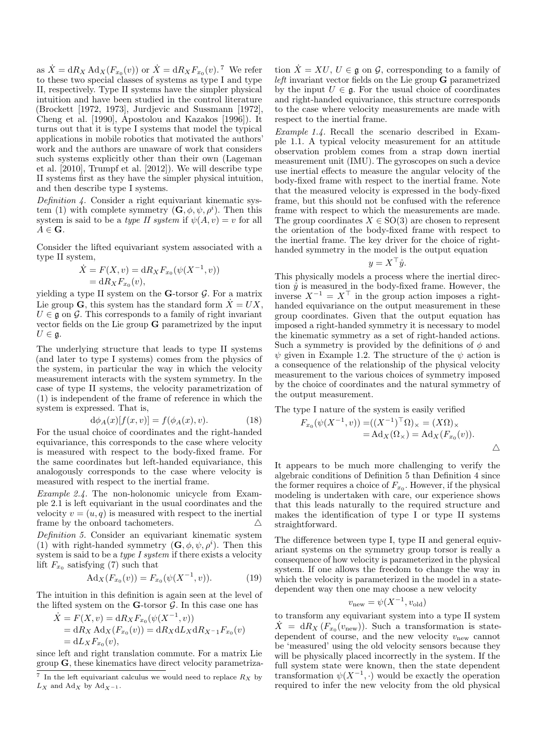as $\dot{X} = \mathrm{d}R_X \operatorname{Ad}_X(F_{x_0}(v))$ or $\dot{X} = \mathrm{d}R_X F_{x_0}(v)$. [7] We refer to these two special classes of systems as type I and type II, respectively. Type II systems have the simpler physical intuition and have been studied in the control literature (Brockett [1972, 1973], Jurdjevic and Sussmann [1972], Cheng et al. [1990], Apostolou and Kazakos [1996]). It turns out that it is type I systems that model the typical applications in mobile robotics that motivated the authors' work and the authors are unaware of work that considers such systems explicitly other than their own (Lageman et al. [2010], Trumpf et al. [2012]). We will describe type II systems first as they have the simpler physical intuition, and then describe type I systems.

*Definition 4.* Consider a right equivariant kinematic system (1) with complete symmetry $(\mathbf{G}, \phi, \psi, \rho^i)$. Then this system is said to be a *type II system* if $\psi(A, v) = v$ for all $A \in \mathbf{G}$.

Consider the lifted equivariant system associated with a type II system,

$$\begin{aligned}\dot{X} = F(X, v) &= \mathrm{d}R_X F_{x_0}(\psi(X^{-1}, v)) \\ &= \mathrm{d}R_X F_{x_0}(v),\end{aligned}$$

yielding a type II system on the $\mathbf{G}$-torsor $\mathcal{G}$. For a matrix Lie group $\mathbf{G}$, this system has the standard form $\dot{X} = UX$, $U \in \mathfrak{g}$ on $\mathcal{G}$. This corresponds to a family of right invariant vector fields on the Lie group $\mathbf{G}$ parametrized by the input $U \in \mathfrak{g}$.

The underlying structure that leads to type II systems (and later to type I systems) comes from the physics of the system, in particular the way in which the velocity measurement interacts with the system symmetry. In the case of type II systems, the velocity parametrization of (1) is independent of the frame of reference in which the system is expressed. That is,

$$\mathrm{d}\phi_A(x)[f(x, v)] = f(\phi_A(x), v). \tag{18}$$

For the usual choice of coordinates and the right-handed equivariance, this corresponds to the case where velocity is measured with respect to the body-fixed frame. For the same coordinates but left-handed equivariance, this analogously corresponds to the case where velocity is measured with respect to the inertial frame.

*Example 2.4.* The non-holonomic unicycle from Example 2.1 is left equivariant in the usual coordinates and the velocity $v = (u, q)$ is measured with respect to the inertial frame by the onboard tachometers. △

*Definition 5.* Consider an equivariant kinematic system (1) with right-handed symmetry $(\mathbf{G}, \phi, \psi, \rho^i)$. Then this system is said to be a *type I system* if there exists a velocity lift $F_{x_0}$ satisfying (7) such that

$$\operatorname{Ad}_X(F_{x_0}(v)) = F_{x_0}(\psi(X^{-1}, v)). \tag{19}$$

The intuition in this definition is again seen at the level of the lifted system on the $\mathbf{G}$-torsor $\mathcal{G}$. In this case one has

$$\begin{aligned}\dot{X} = F(X, v) &= \mathrm{d}R_X F_{x_0}(\psi(X^{-1}, v)) \\ &= \mathrm{d}R_X \operatorname{Ad}_X(F_{x_0}(v)) = \mathrm{d}R_X \mathrm{d}L_X \mathrm{d}R_{X^{-1}} F_{x_0}(v) \\ &= \mathrm{d}L_X F_{x_0}(v),\end{aligned}$$

since left and right translation commute. For a matrix Lie group $\mathbf{G}$, these kinematics have direct velocity parametrization $\dot{X} = XU$, $U \in \mathfrak{g}$ on $\mathcal{G}$, corresponding to a family of *left* invariant vector fields on the Lie group $\mathbf{G}$ parametrized by the input $U \in \mathfrak{g}$. For the usual choice of coordinates and right-handed equivariance, this structure corresponds to the case where velocity measurements are made with respect to the inertial frame.

*Example 1.4.* Recall the scenario described in Example 1.1. A typical velocity measurement for an attitude observation problem comes from a strap down inertial measurement unit (IMU). The gyroscopes on such a device use inertial effects to measure the angular velocity of the body-fixed frame with respect to the inertial frame. Note that the measured velocity is expressed in the body-fixed frame, but this should not be confused with the reference frame with respect to which the measurements are made. The group coordinates $X \in \mathrm{SO}(3)$ are chosen to represent the orientation of the body-fixed frame with respect to the inertial frame. The key driver for the choice of right-handed symmetry in the model is the output equation

$$y = X^\top \mathring{y}.$$

This physically models a process where the inertial direction $\mathring{y}$ is measured in the body-fixed frame. However, the inverse $X^{-1} = X^\top$ in the group action imposes a right-handed equivariance on the output measurement in these group coordinates. Given that the output equation has imposed a right-handed symmetry it is necessary to model the kinematic symmetry as a set of right-handed actions. Such a symmetry is provided by the definitions of $\phi$ and $\psi$ given in Example 1.2. The structure of the $\psi$ action is a consequence of the relationship of the physical velocity measurement to the various choices of symmetry imposed by the choice of coordinates and the natural symmetry of the output measurement.

The type I nature of the system is easily verified

$$\begin{aligned}F_{x_0}(\psi(X^{-1}, v)) &= ((X^{-1})^\top \Omega)_\times = (X\Omega)_\times \\ &= \operatorname{Ad}_X(\Omega_\times) = \operatorname{Ad}_X(F_{x_0}(v)).\end{aligned}$$

△

It appears to be much more challenging to verify the algebraic conditions of Definition 5 than Definition 4 since the former requires a choice of $F_{x_0}$. However, if the physical modeling is undertaken with care, our experience shows that this leads naturally to the required structure and makes the identification of type I or type II systems straightforward.

The difference between type I, type II and general equivariant systems on the symmetry group torsor is really a consequence of how velocity is parameterized in the physical system. If one allows the freedom to change the way in which the velocity is parameterized in the model in a state-dependent way then one may choose a new velocity

$$v_{\text{new}} = \psi(X^{-1}, v_{\text{old}})$$

to transform any equivariant system into a type II system $\dot{X} = \mathrm{d}R_X\left(F_{x_0}(v_{\text{new}})\right)$. Such a transformation is state-dependent of course, and the new velocity $v_{\text{new}}$ cannot be 'measured' using the old velocity sensors because they will be physically placed incorrectly in the system. If the full system state were known, then the state dependent transformation $\psi(X^{-1}, \cdot)$ would be exactly the operation required to infer the new velocity from the old physical

[7] In the left equivariant calculus we would need to replace $R_X$ by $L_X$ and $\operatorname{Ad}_X$ by $\operatorname{Ad}_{X^{-1}}$.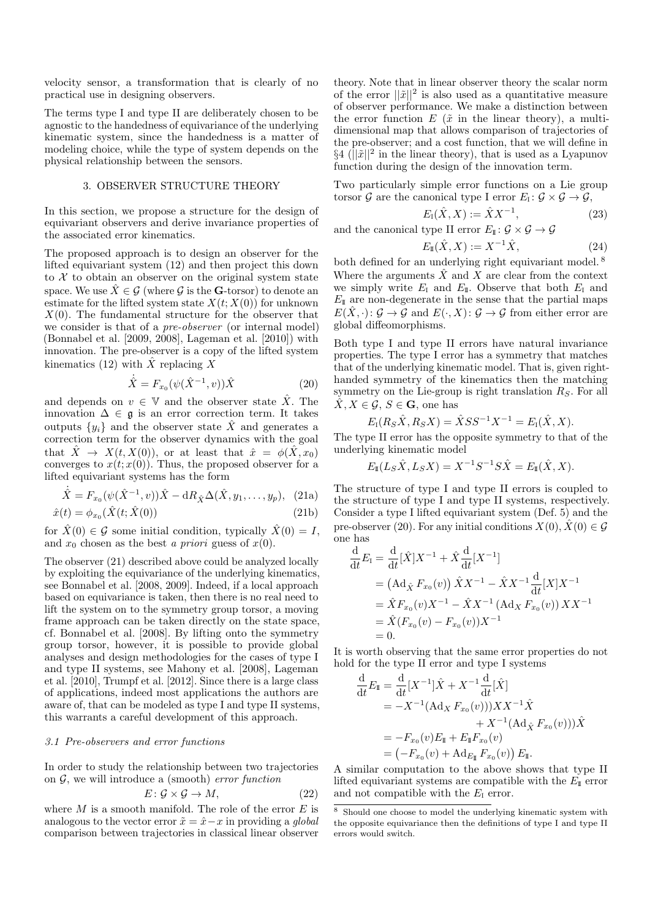velocity sensor, a transformation that is clearly of no practical use in designing observers.

The terms type I and type II are deliberately chosen to be agnostic to the handedness of equivariance of the underlying kinematic system, since the handedness is a matter of modeling choice, while the type of system depends on the physical relationship between the sensors.

## 3. OBSERVER STRUCTURE THEORY

In this section, we propose a structure for the design of equivariant observers and derive invariance properties of the associated error kinematics.

The proposed approach is to design an observer for the lifted equivariant system (12) and then project this down to $\mathcal{X}$ to obtain an observer on the original system state space. We use $\hat{X} \in \mathcal{G}$ (where $\mathcal{G}$ is the $\mathbf{G}$-torsor) to denote an estimate for the lifted system state $X(t; X(0))$ for unknown $X(0)$. The fundamental structure for the observer that we consider is that of a *pre-observer* (or internal model) (Bonnabel et al. [2009, 2008], Lageman et al. [2010]) with innovation. The pre-observer is a copy of the lifted system kinematics (12) with $\hat{X}$ replacing $X$

$$\dot{\hat{X}} = F_{x_0}(\psi(\hat{X}^{-1}, v))\hat{X} \tag{20}$$

and depends on $v \in \mathbb{V}$ and the observer state $\hat{X}$. The innovation $\Delta \in \mathfrak{g}$ is an error correction term. It takes outputs $\{y_i\}$ and the observer state $\hat{X}$ and generates a correction term for the observer dynamics with the goal that $\hat{X} \to X(t, X(0))$, or at least that $\hat{x} = \phi(\hat{X}, x_0)$ converges to $x(t; x(0))$. Thus, the proposed observer for a lifted equivariant systems has the form

$$\dot{\hat{X}} = F_{x_0}(\psi(\hat{X}^{-1}, v))\hat{X} - \mathrm{d}R_{\hat{X}}\Delta(\hat{X}, y_1, \ldots, y_p), \tag{21a}$$

$$\hat{x}(t) = \phi_{x_0}(\hat{X}(t; \hat{X}(0)) \tag{21b}$$

for $\hat{X}(0) \in \mathcal{G}$ some initial condition, typically $\hat{X}(0) = I$, and $x_0$ chosen as the best *a priori* guess of $x(0)$.

The observer (21) described above could be analyzed locally by exploiting the equivariance of the underlying kinematics, see Bonnabel et al. [2008, 2009]. Indeed, if a local approach based on equivariance is taken, then there is no real need to lift the system on to the symmetry group torsor, a moving frame approach can be taken directly on the state space, cf. Bonnabel et al. [2008]. By lifting onto the symmetry group torsor, however, it is possible to provide global analyses and design methodologies for the cases of type I and type II systems, see Mahony et al. [2008], Lageman et al. [2010], Trumpf et al. [2012]. Since there is a large class of applications, indeed most applications the authors are aware of, that can be modeled as type I and type II systems, this warrants a careful development of this approach.

### 3.1 Pre-observers and error functions

In order to study the relationship between two trajectories on $\mathcal{G}$, we will introduce a (smooth) *error function*

$$E \colon \mathcal{G} \times \mathcal{G} \to M, \tag{22}$$

where $M$ is a smooth manifold. The role of the error $E$ is analogous to the vector error $\tilde{x} = \hat{x} - x$ in providing a *global* comparison between trajectories in classical linear observer theory. Note that in linear observer theory the scalar norm of the error $||\tilde{x}||^2$ is also used as a quantitative measure of observer performance. We make a distinction between the error function $E$ ($\tilde{x}$ in the linear theory), a multi-dimensional map that allows comparison of trajectories of the pre-observer; and a cost function, that we will define in §4 ($||\tilde{x}||^2$ in the linear theory), that is used as a Lyapunov function during the design of the innovation term.

Two particularly simple error functions on a Lie group torsor $\mathcal{G}$ are the canonical type I error $E_{\mathrm{I}} \colon \mathcal{G} \times \mathcal{G} \to \mathcal{G}$,

$$E_{\mathrm{I}}(\hat{X}, X) := \hat{X}X^{-1}, \tag{23}$$

and the canonical type II error $E_{\mathrm{II}} \colon \mathcal{G} \times \mathcal{G} \to \mathcal{G}$

$$E_{\mathrm{II}}(\hat{X}, X) := X^{-1}\hat{X}, \tag{24}$$

both defined for an underlying right equivariant model.[8] Where the arguments $\hat{X}$ and $X$ are clear from the context we simply write $E_{\mathrm{I}}$ and $E_{\mathrm{II}}$. Observe that both $E_{\mathrm{I}}$ and $E_{\mathrm{II}}$ are non-degenerate in the sense that the partial maps $E(\hat{X}, \cdot) \colon \mathcal{G} \to \mathcal{G}$ and $E(\cdot, X) \colon \mathcal{G} \to \mathcal{G}$ from either error are global diffeomorphisms.

Both type I and type II errors have natural invariance properties. The type I error has a symmetry that matches that of the underlying kinematic model. That is, given right-handed symmetry of the kinematics then the matching symmetry on the Lie-group is right translation $R_S$. For all $\hat{X}, X \in \mathcal{G}$, $S \in \mathbf{G}$, one has

$$E_{\mathrm{I}}(R_S\hat{X}, R_S X) = \hat{X}SS^{-1}X^{-1} = E_{\mathrm{I}}(\hat{X}, X).$$

The type II error has the opposite symmetry to that of the underlying kinematic model

$$E_{\mathrm{II}}(L_S\hat{X}, L_S X) = X^{-1}S^{-1}S\hat{X} = E_{\mathrm{II}}(\hat{X}, X).$$

The structure of type I and type II errors is coupled to the structure of type I and type II systems, respectively. Consider a type I lifted equivariant system (Def. 5) and the pre-observer (20). For any initial conditions $X(0), \hat{X}(0) \in \mathcal{G}$ one has

$$\begin{aligned}
\frac{\mathrm{d}}{\mathrm{d}t}E_{\mathrm{I}} &= \frac{\mathrm{d}}{\mathrm{d}t}[\hat{X}]X^{-1} + \hat{X}\frac{\mathrm{d}}{\mathrm{d}t}[X^{-1}] \\
&= \left(\mathrm{Ad}_{\hat{X}} F_{x_0}(v)\right)\hat{X}X^{-1} - \hat{X}X^{-1}\frac{\mathrm{d}}{\mathrm{d}t}[X]X^{-1} \\
&= \hat{X}F_{x_0}(v)X^{-1} - \hat{X}X^{-1}\left(\mathrm{Ad}_X F_{x_0}(v)\right)XX^{-1} \\
&= \hat{X}(F_{x_0}(v) - F_{x_0}(v))X^{-1} \\
&= 0.
\end{aligned}$$

It is worth observing that the same error properties do not hold for the type II error and type I systems

$$\begin{aligned}
\frac{\mathrm{d}}{\mathrm{d}t}E_{\mathrm{II}} &= \frac{\mathrm{d}}{\mathrm{d}t}[X^{-1}]\hat{X} + X^{-1}\frac{\mathrm{d}}{\mathrm{d}t}[\hat{X}] \\
&= -X^{-1}(\mathrm{Ad}_X F_{x_0}(v)))XX^{-1}\hat{X} \\
&\quad + X^{-1}(\mathrm{Ad}_{\hat{X}} F_{x_0}(v)))\hat{X} \\
&= -F_{x_0}(v)E_{\mathrm{II}} + E_{\mathrm{II}}F_{x_0}(v) \\
&= \left(-F_{x_0}(v) + \mathrm{Ad}_{E_{\mathrm{II}}} F_{x_0}(v)\right)E_{\mathrm{II}}.
\end{aligned}$$

A similar computation to the above shows that type II lifted equivariant systems are compatible with the $E_{\mathrm{II}}$ error and not compatible with the $E_{\mathrm{I}}$ error.

[8] Should one choose to model the underlying kinematic system with the opposite equivariance then the definitions of type I and type II errors would switch.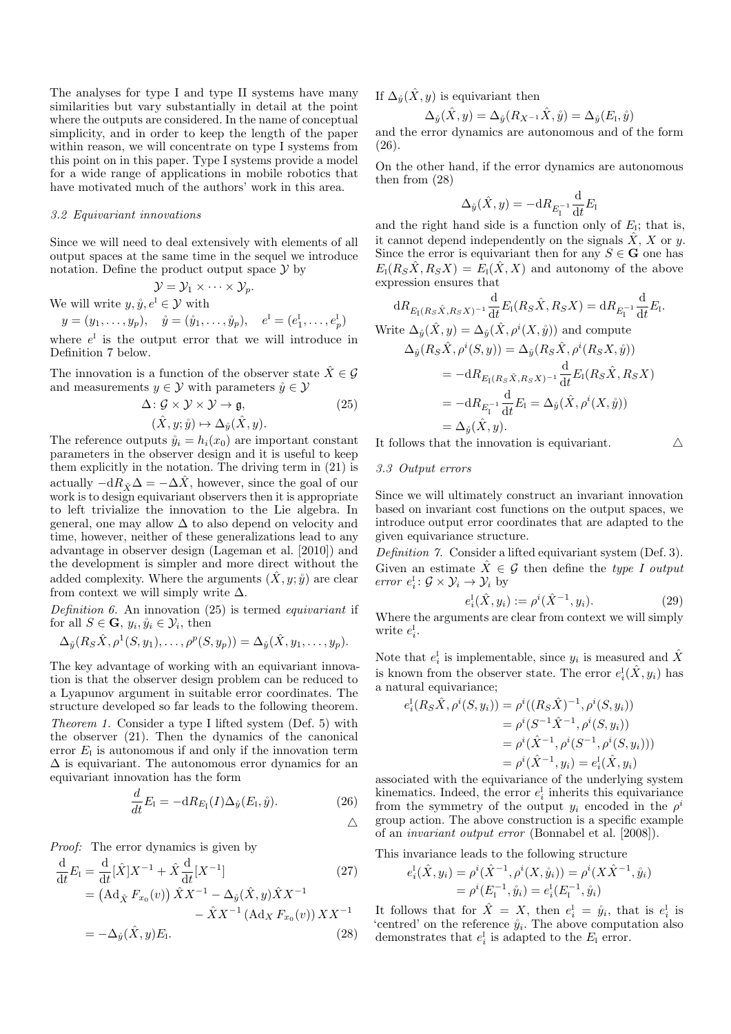The analyses for type I and type II systems have many similarities but vary substantially in detail at the point where the outputs are considered. In the name of conceptual simplicity, and in order to keep the length of the paper within reason, we will concentrate on type I systems from this point on in this paper. Type I systems provide a model for a wide range of applications in mobile robotics that have motivated much of the authors' work in this area.

### 3.2 Equivariant innovations

Since we will need to deal extensively with elements of all output spaces at the same time in the sequel we introduce notation. Define the product output space $\mathcal{Y}$ by

$$\mathcal{Y} = \mathcal{Y}_1 \times \cdots \times \mathcal{Y}_p.$$

We will write $y, \mathring{y}, e^{\mathrm{I}} \in \mathcal{Y}$ with

$$y = (y_1, \ldots, y_p), \quad \mathring{y} = (\mathring{y}_1, \ldots, \mathring{y}_p), \quad e^{\mathrm{I}} = (e^{\mathrm{I}}_1, \ldots, e^{\mathrm{I}}_p)$$

where $e^{\mathrm{I}}$ is the output error that we will introduce in Definition 7 below.

The innovation is a function of the observer state $\hat{X} \in \mathcal{G}$ and measurements $y \in \mathcal{Y}$ with parameters $\mathring{y} \in \mathcal{Y}$

$$\Delta \colon \mathcal{G} \times \mathcal{Y} \times \mathcal{Y} \to \mathfrak{g}, \qquad (\hat{X}, y; \mathring{y}) \mapsto \Delta_{\mathring{y}}(\hat{X}, y). \tag{25}$$

The reference outputs $\mathring{y}_i = h_i(x_0)$ are important constant parameters in the observer design and it is useful to keep them explicitly in the notation. The driving term in (21) is actually $-\mathrm{d}R_{\hat{X}}\Delta = -\Delta\hat{X}$, however, since the goal of our work is to design equivariant observers then it is appropriate to left trivialize the innovation to the Lie algebra. In general, one may allow $\Delta$ to also depend on velocity and time, however, neither of these generalizations lead to any advantage in observer design (Lageman et al. [2010]) and the development is simpler and more direct without the added complexity. Where the arguments $(\hat{X}, y; \mathring{y})$ are clear from context we will simply write $\Delta$.

*Definition 6.* An innovation (25) is termed *equivariant* if for all $S \in \mathbf{G}$, $y_i, \mathring{y}_i \in \mathcal{Y}_i$, then

$$\Delta_{\mathring{y}}(R_S\hat{X}, \rho^1(S, y_1), \ldots, \rho^p(S, y_p)) = \Delta_{\mathring{y}}(\hat{X}, y_1, \ldots, y_p).$$

The key advantage of working with an equivariant innovation is that the observer design problem can be reduced to a Lyapunov argument in suitable error coordinates. The structure developed so far leads to the following theorem.

*Theorem 1.* Consider a type I lifted system (Def. 5) with the observer (21). Then the dynamics of the canonical error $E_{\mathrm{I}}$ is autonomous if and only if the innovation term $\Delta$ is equivariant. The autonomous error dynamics for an equivariant innovation has the form

$$\frac{d}{dt}E_{\mathrm{I}} = -\mathrm{d}R_{E_{\mathrm{I}}}(I)\Delta_{\mathring{y}}(E_{\mathrm{I}}, \mathring{y}). \tag{26}$$

△

*Proof:* The error dynamics is given by

$$\begin{aligned}
\frac{\mathrm{d}}{\mathrm{d}t}E_{\mathrm{I}} &= \frac{\mathrm{d}}{\mathrm{d}t}[\hat{X}]X^{-1} + \hat{X}\frac{\mathrm{d}}{\mathrm{d}t}[X^{-1}] \qquad (27)\\
&= \left(\mathrm{Ad}_{\hat{X}} F_{x_0}(v)\right)\hat{X}X^{-1} - \Delta_{\mathring{y}}(\hat{X}, y)\hat{X}X^{-1} \\
&\qquad - \hat{X}X^{-1}\left(\mathrm{Ad}_X F_{x_0}(v)\right)XX^{-1} \\
&= -\Delta_{\mathring{y}}(\hat{X}, y)E_{\mathrm{I}}. \qquad (28)
\end{aligned}$$

If $\Delta_{\mathring{y}}(\hat{X}, y)$ is equivariant then

$$\Delta_{\mathring{y}}(\hat{X}, y) = \Delta_{\mathring{y}}(R_{X^{-1}}\hat{X}, \mathring{y}) = \Delta_{\mathring{y}}(E_{\mathrm{I}}, \mathring{y})$$

and the error dynamics are autonomous and of the form (26).

On the other hand, if the error dynamics are autonomous then from (28)

$$\Delta_{\mathring{y}}(\hat{X}, y) = -\mathrm{d}R_{E_{\mathrm{I}}^{-1}}\frac{\mathrm{d}}{\mathrm{d}t}E_{\mathrm{I}}$$

and the right hand side is a function only of $E_{\mathrm{I}}$; that is, it cannot depend independently on the signals $\hat{X}$, $X$ or $y$. Since the error is equivariant then for any $S \in \mathbf{G}$ one has $E_{\mathrm{I}}(R_S\hat{X}, R_SX) = E_{\mathrm{I}}(\hat{X}, X)$ and autonomy of the above expression ensures that

$$\mathrm{d}R_{E_{\mathrm{I}}(R_S\hat{X}, R_SX)^{-1}}\frac{\mathrm{d}}{\mathrm{d}t}E_{\mathrm{I}}(R_S\hat{X}, R_SX) = \mathrm{d}R_{E_{\mathrm{I}}^{-1}}\frac{\mathrm{d}}{\mathrm{d}t}E_{\mathrm{I}}.$$

Write $\Delta_{\mathring{y}}(\hat{X}, y) = \Delta_{\mathring{y}}(\hat{X}, \rho^i(X, \mathring{y}))$ and compute

$$\begin{aligned}
\Delta_{\mathring{y}}(R_S\hat{X}, \rho^i(S, y)) &= \Delta_{\mathring{y}}(R_S\hat{X}, \rho^i(R_SX, \mathring{y})) \\
&= -\mathrm{d}R_{E_{\mathrm{I}}(R_S\hat{X}, R_SX)^{-1}}\frac{\mathrm{d}}{\mathrm{d}t}E_{\mathrm{I}}(R_S\hat{X}, R_SX) \\
&= -\mathrm{d}R_{E_{\mathrm{I}}^{-1}}\frac{\mathrm{d}}{\mathrm{d}t}E_{\mathrm{I}} = \Delta_{\mathring{y}}(\hat{X}, \rho^i(X, \mathring{y})) \\
&= \Delta_{\mathring{y}}(\hat{X}, y).
\end{aligned}$$

It follows that the innovation is equivariant. △

### 3.3 Output errors

Since we will ultimately construct an invariant innovation based on invariant cost functions on the output spaces, we introduce output error coordinates that are adapted to the given equivariance structure.

*Definition 7.* Consider a lifted equivariant system (Def. 3). Given an estimate $\hat{X} \in \mathcal{G}$ then define the *type I output error* $e^{\mathrm{I}}_i \colon \mathcal{G} \times \mathcal{Y}_i \to \mathcal{Y}_i$ by

$$e^{\mathrm{I}}_i(\hat{X}, y_i) := \rho^i(\hat{X}^{-1}, y_i). \tag{29}$$

Where the arguments are clear from context we will simply write $e^{\mathrm{I}}_i$.

Note that $e^{\mathrm{I}}_i$ is implementable, since $y_i$ is measured and $\hat{X}$ is known from the observer state. The error $e^{\mathrm{I}}_i(\hat{X}, y_i)$ has a natural equivariance;

$$\begin{aligned}
e^{\mathrm{I}}_i(R_S\hat{X}, \rho^i(S, y_i)) &= \rho^i((R_S\hat{X})^{-1}, \rho^i(S, y_i)) \\
&= \rho^i(S^{-1}\hat{X}^{-1}, \rho^i(S, y_i)) \\
&= \rho^i(\hat{X}^{-1}, \rho^i(S^{-1}, \rho^i(S, y_i))) \\
&= \rho^i(\hat{X}^{-1}, y_i) = e^{\mathrm{I}}_i(\hat{X}, y_i)
\end{aligned}$$

associated with the equivariance of the underlying system kinematics. Indeed, the error $e^{\mathrm{I}}_i$ inherits this equivariance from the symmetry of the output $y_i$ encoded in the $\rho^i$ group action. The above construction is a specific example of an *invariant output error* (Bonnabel et al. [2008]).

This invariance leads to the following structure

$$\begin{aligned}
e^{\mathrm{I}}_i(\hat{X}, y_i) &= \rho^i(\hat{X}^{-1}, \rho^i(X, \mathring{y}_i)) = \rho^i(X\hat{X}^{-1}, \mathring{y}_i) \\
&= \rho^i(E_{\mathrm{I}}^{-1}, \mathring{y}_i) = e^{\mathrm{I}}_i(E_{\mathrm{I}}^{-1}, \mathring{y}_i)
\end{aligned}$$

It follows that for $\hat{X} = X$, then $e^{\mathrm{I}}_i = \mathring{y}_i$, that is $e^{\mathrm{I}}_i$ is 'centred' on the reference $\mathring{y}_i$. The above computation also demonstrates that $e^{\mathrm{I}}_i$ is adapted to the $E_{\mathrm{I}}$ error.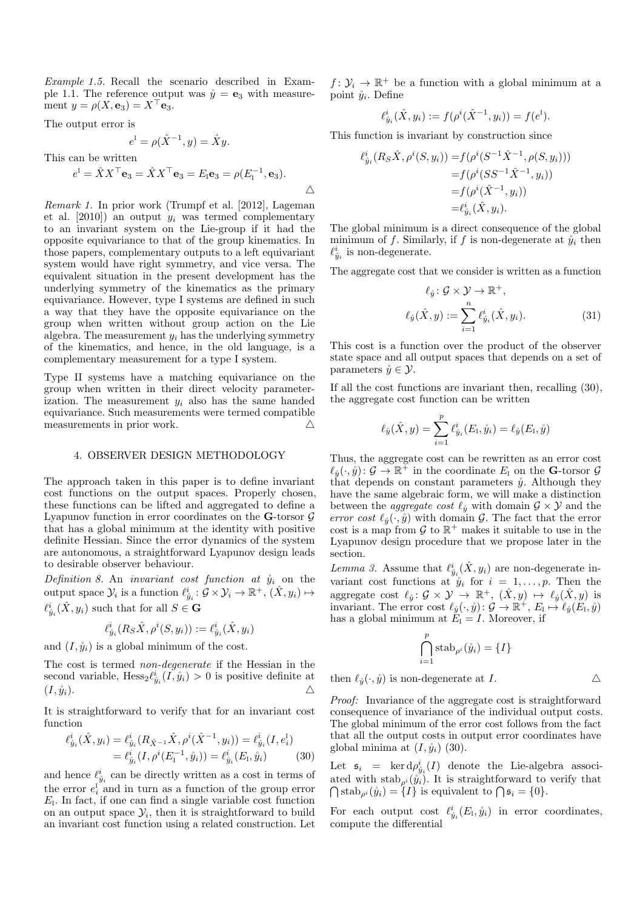*Example 1.5.* Recall the scenario described in Example 1.1. The reference output was $\mathring{y} = \mathbf{e}_3$ with measurement $y = \rho(X, \mathbf{e}_3) = X^\top \mathbf{e}_3$.

The output error is

$$e^{\text{I}} = \rho(\hat{X}^{-1}, y) = \hat{X}y.$$

This can be written

$$e^{\text{I}} = \hat{X}X^\top \mathbf{e}_3 = \hat{X}X^\top \mathbf{e}_3 = E_{\text{I}}\mathbf{e}_3 = \rho(E_{\text{I}}^{-1}, \mathbf{e}_3).$$

△

*Remark 1.* In prior work (Trumpf et al. [2012], Lageman et al. [2010]) an output $y_i$ was termed complementary to an invariant system on the Lie-group if it had the opposite equivariance to that of the group kinematics. In those papers, complementary outputs to a left equivariant system would have right symmetry, and vice versa. The equivalent situation in the present development has the underlying symmetry of the kinematics as the primary equivariance. However, type I systems are defined in such a way that they have the opposite equivariance on the group when written without group action on the Lie algebra. The measurement $y_i$ has the underlying symmetry of the kinematics, and hence, in the old language, is a complementary measurement for a type I system.

Type II systems have a matching equivariance on the group when written in their direct velocity parameterization. The measurement $y_i$ also has the same handed equivariance. Such measurements were termed compatible measurements in prior work. △

## 4. OBSERVER DESIGN METHODOLOGY

The approach taken in this paper is to define invariant cost functions on the output spaces. Properly chosen, these functions can be lifted and aggregated to define a Lyapunov function in error coordinates on the **G**-torsor $\mathcal{G}$ that has a global minimum at the identity with positive definite Hessian. Since the error dynamics of the system are autonomous, a straightforward Lyapunov design leads to desirable observer behaviour.

*Definition 8.* An *invariant cost function at* $\mathring{y}_i$ on the output space $\mathcal{Y}_i$ is a function $\ell^i_{\mathring{y}_i} \colon \mathcal{G} \times \mathcal{Y}_i \to \mathbb{R}^+$, $(\hat{X}, y_i) \mapsto \ell^i_{\mathring{y}_i}(\hat{X}, y_i)$ such that for all $S \in \mathbf{G}$

$$\ell^i_{\mathring{y}_i}(R_S\hat{X}, \rho^i(S, y_i)) := \ell^i_{\mathring{y}_i}(\hat{X}, y_i)$$

and $(I, \mathring{y}_i)$ is a global minimum of the cost.

The cost is termed *non-degenerate* if the Hessian in the second variable, $\text{Hess}_2 \ell^i_{\mathring{y}_i}(I, \mathring{y}_i) > 0$ is positive definite at $(I, \mathring{y}_i)$. △

It is straightforward to verify that for an invariant cost function

$$\begin{aligned}
\ell^i_{\mathring{y}_i}(\hat{X}, y_i) &= \ell^i_{\mathring{y}_i}(R_{\hat{X}^{-1}}\hat{X}, \rho^i(\hat{X}^{-1}, y_i)) = \ell^i_{\mathring{y}_i}(I, e^{\text{I}}_i) \\
&= \ell^i_{\mathring{y}_i}(I, \rho^i(E_{\text{I}}^{-1}, \mathring{y}_i)) = \ell^i_{\mathring{y}_i}(E_{\text{I}}, \mathring{y}_i) \qquad (30)
\end{aligned}$$

and hence $\ell^i_{\mathring{y}_i}$ can be directly written as a cost in terms of the error $e^{\text{I}}_i$ and in turn as a function of the group error $E_{\text{I}}$. In fact, if one can find a single variable cost function on an output space $\mathcal{Y}_i$, then it is straightforward to build an invariant cost function using a related construction. Let $f \colon \mathcal{Y}_i \to \mathbb{R}^+$ be a function with a global minimum at a point $\mathring{y}_i$. Define

$$\ell^i_{\mathring{y}_i}(\hat{X}, y_i) := f(\rho^i(\hat{X}^{-1}, y_i)) = f(e^{\text{I}}).$$

This function is invariant by construction since

$$\begin{aligned}
\ell^i_{\mathring{y}_i}(R_S\hat{X}, \rho^i(S, y_i)) &= f(\rho^i(S^{-1}\hat{X}^{-1}, \rho(S, y_i))) \\
&= f(\rho^i(SS^{-1}\hat{X}^{-1}, y_i)) \\
&= f(\rho^i(\hat{X}^{-1}, y_i)) \\
&= \ell^i_{\mathring{y}_i}(\hat{X}, y_i).
\end{aligned}$$

The global minimum is a direct consequence of the global minimum of $f$. Similarly, if $f$ is non-degenerate at $\mathring{y}_i$ then $\ell^i_{\mathring{y}_i}$ is non-degenerate.

The aggregate cost that we consider is written as a function

$$\ell_{\mathring{y}} \colon \mathcal{G} \times \mathcal{Y} \to \mathbb{R}^+,$$
$$\ell_{\mathring{y}}(\hat{X}, y) := \sum_{i=1}^{n} \ell^i_{\mathring{y}_i}(\hat{X}, y_i). \qquad (31)$$

This cost is a function over the product of the observer state space and all output spaces that depends on a set of parameters $\mathring{y} \in \mathcal{Y}$.

If all the cost functions are invariant then, recalling (30), the aggregate cost function can be written

$$\ell_{\mathring{y}}(\hat{X}, y) = \sum_{i=1}^{p} \ell^i_{\mathring{y}_i}(E_{\text{I}}, \mathring{y}_i) = \ell_{\mathring{y}}(E_{\text{I}}, \mathring{y})$$

Thus, the aggregate cost can be rewritten as an error cost $\ell_{\mathring{y}}(\cdot, \mathring{y}) \colon \mathcal{G} \to \mathbb{R}^+$ in the coordinate $E_{\text{I}}$ on the **G**-torsor $\mathcal{G}$ that depends on constant parameters $\mathring{y}$. Although they have the same algebraic form, we will make a distinction between the *aggregate cost* $\ell_{\mathring{y}}$ with domain $\mathcal{G} \times \mathcal{Y}$ and the *error cost* $\ell_{\mathring{y}}(\cdot, \mathring{y})$ with domain $\mathcal{G}$. The fact that the error cost is a map from $\mathcal{G}$ to $\mathbb{R}^+$ makes it suitable to use in the Lyapunov design procedure that we propose later in the section.

*Lemma 3.* Assume that $\ell^i_{\mathring{y}_i}(\hat{X}, y_i)$ are non-degenerate invariant cost functions at $\mathring{y}_i$ for $i = 1, \ldots, p$. Then the aggregate cost $\ell_{\mathring{y}} \colon \mathcal{G} \times \mathcal{Y} \to \mathbb{R}^+$, $(\hat{X}, y) \mapsto \ell_{\mathring{y}}(\hat{X}, y)$ is invariant. The error cost $\ell_{\mathring{y}}(\cdot, \mathring{y}) \colon \mathcal{G} \to \mathbb{R}^+$, $E_{\text{I}} \mapsto \ell_{\mathring{y}}(E_{\text{I}}, \mathring{y})$ has a global minimum at $E_{\text{I}} = I$. Moreover, if

$$\bigcap_{i=1}^{p} \text{stab}_{\rho^i}(\mathring{y}_i) = \{I\}$$

then $\ell_{\mathring{y}}(\cdot, \mathring{y})$ is non-degenerate at $I$. △

*Proof:* Invariance of the aggregate cost is straightforward consequence of invariance of the individual output costs. The global minimum of the error cost follows from the fact that all the output costs in output error coordinates have global minima at $(I, \mathring{y}_i)$ (30).

Let $\mathfrak{s}_i = \ker \mathrm{d}\rho^i_{\mathring{y}_i}(I)$ denote the Lie-algebra associated with $\text{stab}_{\rho^i}(\mathring{y}_i)$. It is straightforward to verify that $\bigcap \text{stab}_{\rho^i}(\mathring{y}_i) = \{I\}$ is equivalent to $\bigcap \mathfrak{s}_i = \{0\}$.

For each output cost $\ell^i_{\mathring{y}_i}(E_{\text{I}}, \mathring{y}_i)$ in error coordinates, compute the differential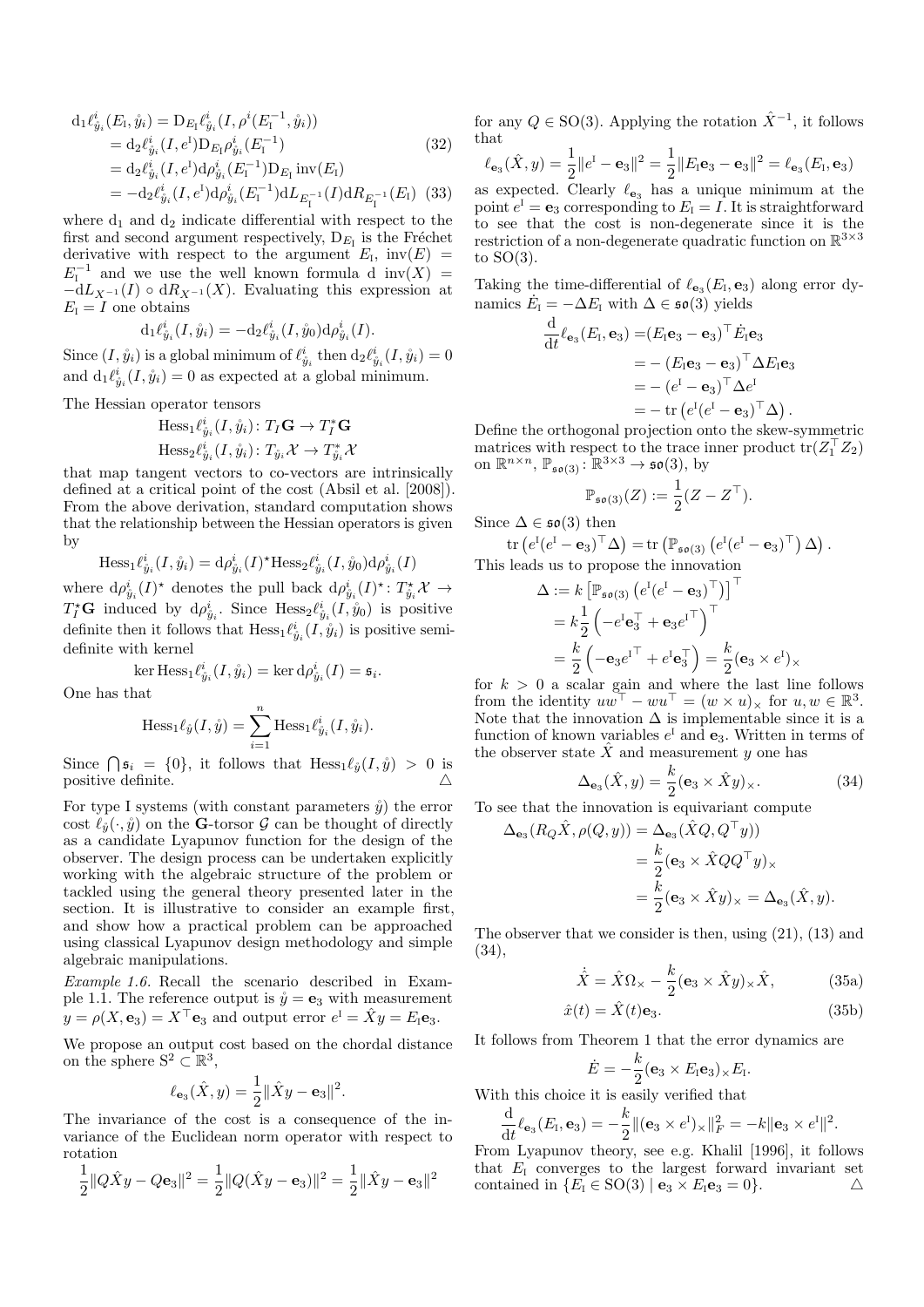$$
\begin{aligned}
\mathrm{d}_1\ell^i_{\mathring{y}_i}(E_{\mathrm{I}},\mathring{y}_i) &= \mathrm{D}_{E_{\mathrm{I}}}\ell^i_{\mathring{y}_i}(I,\rho^i(E_{\mathrm{I}}^{-1},\mathring{y}_i)) \\
&= \mathrm{d}_2\ell^i_{\mathring{y}_i}(I,e^{\mathrm{I}})\mathrm{D}_{E_{\mathrm{I}}}\rho^i_{\mathring{y}_i}(E_{\mathrm{I}}^{-1}) \qquad (32)\\
&= \mathrm{d}_2\ell^i_{\mathring{y}_i}(I,e^{\mathrm{I}})\mathrm{d}\rho^i_{\mathring{y}_i}(E_{\mathrm{I}}^{-1})\mathrm{D}_{E_{\mathrm{I}}}\mathrm{inv}(E_{\mathrm{I}}) \\
&= -\mathrm{d}_2\ell^i_{\mathring{y}_i}(I,e^{\mathrm{I}})\mathrm{d}\rho^i_{\mathring{y}_i}(E_{\mathrm{I}}^{-1})\mathrm{d}L_{E_{\mathrm{I}}^{-1}}(I)\mathrm{d}R_{E_{\mathrm{I}}^{-1}}(E_{\mathrm{I}}) \qquad (33)
\end{aligned}
$$

where $\mathrm{d}_1$ and $\mathrm{d}_2$ indicate differential with respect to the first and second argument respectively, $\mathrm{D}_{E_{\mathrm{I}}}$ is the Fréchet derivative with respect to the argument $E_{\mathrm{I}}$, $\mathrm{inv}(E) = E_{\mathrm{I}}^{-1}$ and we use the well known formula $\mathrm{d}\ \mathrm{inv}(X) = -\mathrm{d}L_{X^{-1}}(I) \circ \mathrm{d}R_{X^{-1}}(X)$. Evaluating this expression at $E_{\mathrm{I}} = I$ one obtains

$$
\mathrm{d}_1\ell^i_{\mathring{y}_i}(I,\mathring{y}_i) = -\mathrm{d}_2\ell^i_{\mathring{y}_i}(I,\mathring{y}_0)\mathrm{d}\rho^i_{\mathring{y}_i}(I).
$$

Since $(I,\mathring{y}_i)$ is a global minimum of $\ell^i_{\mathring{y}_i}$ then $\mathrm{d}_2\ell^i_{\mathring{y}_i}(I,\mathring{y}_i) = 0$ and $\mathrm{d}_1\ell^i_{\mathring{y}_i}(I,\mathring{y}_i) = 0$ as expected at a global minimum.

The Hessian operator tensors

$$
\begin{aligned}
\mathrm{Hess}_1\ell^i_{\mathring{y}_i}(I,\mathring{y}_i)&\colon T_I\mathbf{G} \to T_I^*\mathbf{G}\\
\mathrm{Hess}_2\ell^i_{\mathring{y}_i}(I,\mathring{y}_i)&\colon T_{\mathring{y}_i}\mathcal{X} \to T_{\mathring{y}_i}^*\mathcal{X}
\end{aligned}
$$

that map tangent vectors to co-vectors are intrinsically defined at a critical point of the cost (Absil et al. [2008]). From the above derivation, standard computation shows that the relationship between the Hessian operators is given by

$$
\mathrm{Hess}_1\ell^i_{\mathring{y}_i}(I,\mathring{y}_i) = \mathrm{d}\rho^i_{\mathring{y}_i}(I)^\star\mathrm{Hess}_2\ell^i_{\mathring{y}_i}(I,\mathring{y}_0)\mathrm{d}\rho^i_{\mathring{y}_i}(I)
$$

where $\mathrm{d}\rho^i_{\mathring{y}_i}(I)^\star$ denotes the pull back $\mathrm{d}\rho^i_{\mathring{y}_i}(I)^\star\colon T^\star_{\mathring{y}_i}\mathcal{X} \to T^\star_I\mathbf{G}$ induced by $\mathrm{d}\rho^i_{\mathring{y}_i}$. Since $\mathrm{Hess}_2\ell^i_{\mathring{y}_i}(I,\mathring{y}_0)$ is positive definite then it follows that $\mathrm{Hess}_1\ell^i_{\mathring{y}_i}(I,\mathring{y}_i)$ is positive semi-definite with kernel

$$
\ker \mathrm{Hess}_1\ell^i_{\mathring{y}_i}(I,\mathring{y}_i) = \ker \mathrm{d}\rho^i_{\mathring{y}_i}(I) = \mathfrak{s}_i.
$$

One has that

$$
\mathrm{Hess}_1\ell_{\mathring{y}}(I,\mathring{y}) = \sum_{i=1}^n \mathrm{Hess}_1\ell^i_{\mathring{y}_i}(I,\mathring{y}_i).
$$

Since $\bigcap \mathfrak{s}_i = \{0\}$, it follows that $\mathrm{Hess}_1\ell_{\mathring{y}}(I,\mathring{y}) > 0$ is positive definite. △

For type I systems (with constant parameters $\mathring{y}$) the error cost $\ell_{\mathring{y}}(\cdot,\mathring{y})$ on the $\mathbf{G}$-torsor $\mathcal{G}$ can be thought of directly as a candidate Lyapunov function for the design of the observer. The design process can be undertaken explicitly working with the algebraic structure of the problem or tackled using the general theory presented later in the section. It is illustrative to consider an example first, and show how a practical problem can be approached using classical Lyapunov design methodology and simple algebraic manipulations.

*Example 1.6.* Recall the scenario described in Example 1.1. The reference output is $\mathring{y} = \mathbf{e}_3$ with measurement $y = \rho(X,\mathbf{e}_3) = X^\top\mathbf{e}_3$ and output error $e^{\mathrm{I}} = \hat{X}y = E_{\mathrm{I}}\mathbf{e}_3$.

We propose an output cost based on the chordal distance on the sphere $\mathrm{S}^2 \subset \mathbb{R}^3$,

$$
\ell_{\mathbf{e}_3}(\hat{X},y) = \frac{1}{2}\|\hat{X}y - \mathbf{e}_3\|^2.
$$

The invariance of the cost is a consequence of the invariance of the Euclidean norm operator with respect to rotation

$$
\frac{1}{2}\|Q\hat{X}y - Q\mathbf{e}_3\|^2 = \frac{1}{2}\|Q(\hat{X}y - \mathbf{e}_3)\|^2 = \frac{1}{2}\|\hat{X}y - \mathbf{e}_3\|^2
$$

for any $Q \in \mathrm{SO}(3)$. Applying the rotation $\hat{X}^{-1}$, it follows that

$$
\ell_{\mathbf{e}_3}(\hat{X},y) = \frac{1}{2}\|e^{\mathrm{I}} - \mathbf{e}_3\|^2 = \frac{1}{2}\|E_{\mathrm{I}}\mathbf{e}_3 - \mathbf{e}_3\|^2 = \ell_{\mathbf{e}_3}(E_{\mathrm{I}},\mathbf{e}_3)
$$

as expected. Clearly $\ell_{\mathbf{e}_3}$ has a unique minimum at the point $e^{\mathrm{I}} = \mathbf{e}_3$ corresponding to $E_{\mathrm{I}} = I$. It is straightforward to see that the cost is non-degenerate since it is the restriction of a non-degenerate quadratic function on $\mathbb{R}^{3\times 3}$ to $\mathrm{SO}(3)$.

Taking the time-differential of $\ell_{\mathbf{e}_3}(E_{\mathrm{I}},\mathbf{e}_3)$ along error dynamics $\dot{E}_{\mathrm{I}} = -\Delta E_{\mathrm{I}}$ with $\Delta \in \mathfrak{so}(3)$ yields

$$
\begin{aligned}
\frac{\mathrm{d}}{\mathrm{d}t}\ell_{\mathbf{e}_3}(E_{\mathrm{I}},\mathbf{e}_3) &= (E_{\mathrm{I}}\mathbf{e}_3 - \mathbf{e}_3)^\top\dot{E}_{\mathrm{I}}\mathbf{e}_3\\
&= -(E_{\mathrm{I}}\mathbf{e}_3 - \mathbf{e}_3)^\top\Delta E_{\mathrm{I}}\mathbf{e}_3\\
&= -(e^{\mathrm{I}} - \mathbf{e}_3)^\top\Delta e^{\mathrm{I}}\\
&= -\operatorname{tr}\left(e^{\mathrm{I}}(e^{\mathrm{I}} - \mathbf{e}_3)^\top\Delta\right).
\end{aligned}
$$

Define the orthogonal projection onto the skew-symmetric matrices with respect to the trace inner product $\operatorname{tr}(Z_1^\top Z_2)$ on $\mathbb{R}^{n\times n}$, $\mathbb{P}_{\mathfrak{so}(3)}\colon \mathbb{R}^{3\times 3} \to \mathfrak{so}(3)$, by

$$
\mathbb{P}_{\mathfrak{so}(3)}(Z) := \frac{1}{2}(Z - Z^\top).
$$

Since $\Delta \in \mathfrak{so}(3)$ then

$$
\operatorname{tr}\left(e^{\mathrm{I}}(e^{\mathrm{I}} - \mathbf{e}_3)^\top\Delta\right) = \operatorname{tr}\left(\mathbb{P}_{\mathfrak{so}(3)}\left(e^{\mathrm{I}}(e^{\mathrm{I}} - \mathbf{e}_3)^\top\right)\Delta\right).
$$

This leads us to propose the innovation

$$
\begin{aligned}
\Delta &:= k\left[\mathbb{P}_{\mathfrak{so}(3)}\left(e^{\mathrm{I}}(e^{\mathrm{I}} - \mathbf{e}_3)^\top\right)\right]^\top\\
&= k\frac{1}{2}\left(-e^{\mathrm{I}}\mathbf{e}_3^\top + \mathbf{e}_3 e^{\mathrm{I}\top}\right)^\top\\
&= \frac{k}{2}\left(-\mathbf{e}_3 e^{\mathrm{I}\top} + e^{\mathrm{I}}\mathbf{e}_3^\top\right) = \frac{k}{2}(\mathbf{e}_3 \times e^{\mathrm{I}})_\times
\end{aligned}
$$

for $k > 0$ a scalar gain and where the last line follows from the identity $uw^\top - wu^\top = (w \times u)_\times$ for $u, w \in \mathbb{R}^3$. Note that the innovation $\Delta$ is implementable since it is a function of known variables $e^{\mathrm{I}}$ and $\mathbf{e}_3$. Written in terms of the observer state $\hat{X}$ and measurement $y$ one has

$$
\Delta_{\mathbf{e}_3}(\hat{X},y) = \frac{k}{2}(\mathbf{e}_3 \times \hat{X}y)_\times. \qquad (34)
$$

To see that the innovation is equivariant compute

$$
\begin{aligned}
\Delta_{\mathbf{e}_3}(R_Q\hat{X},\rho(Q,y)) &= \Delta_{\mathbf{e}_3}(\hat{X}Q, Q^\top y))\\
&= \frac{k}{2}(\mathbf{e}_3 \times \hat{X}QQ^\top y)_\times\\
&= \frac{k}{2}(\mathbf{e}_3 \times \hat{X}y)_\times = \Delta_{\mathbf{e}_3}(\hat{X},y).
\end{aligned}
$$

The observer that we consider is then, using (21), (13) and (34),

$$
\dot{\hat{X}} = \hat{X}\Omega_\times - \frac{k}{2}(\mathbf{e}_3 \times \hat{X}y)_\times\hat{X}, \qquad (35a)
$$

$$
\hat{x}(t) = \hat{X}(t)\mathbf{e}_3. \qquad (35b)
$$

It follows from Theorem 1 that the error dynamics are

$$
\dot{E} = -\frac{k}{2}(\mathbf{e}_3 \times E_{\mathrm{I}}\mathbf{e}_3)_\times E_{\mathrm{I}}.
$$

With this choice it is easily verified that

$$
\frac{\mathrm{d}}{\mathrm{d}t}\ell_{\mathbf{e}_3}(E_{\mathrm{I}},\mathbf{e}_3) = -\frac{k}{2}\|(\mathbf{e}_3 \times e^{\mathrm{I}})_\times\|_F^2 = -k\|\mathbf{e}_3 \times e^{\mathrm{I}}\|^2.
$$

From Lyapunov theory, see e.g. Khalil [1996], it follows that $E_{\mathrm{I}}$ converges to the largest forward invariant set contained in $\{E_{\mathrm{I}} \in \mathrm{SO}(3) \mid \mathbf{e}_3 \times E_{\mathrm{I}}\mathbf{e}_3 = 0\}$. △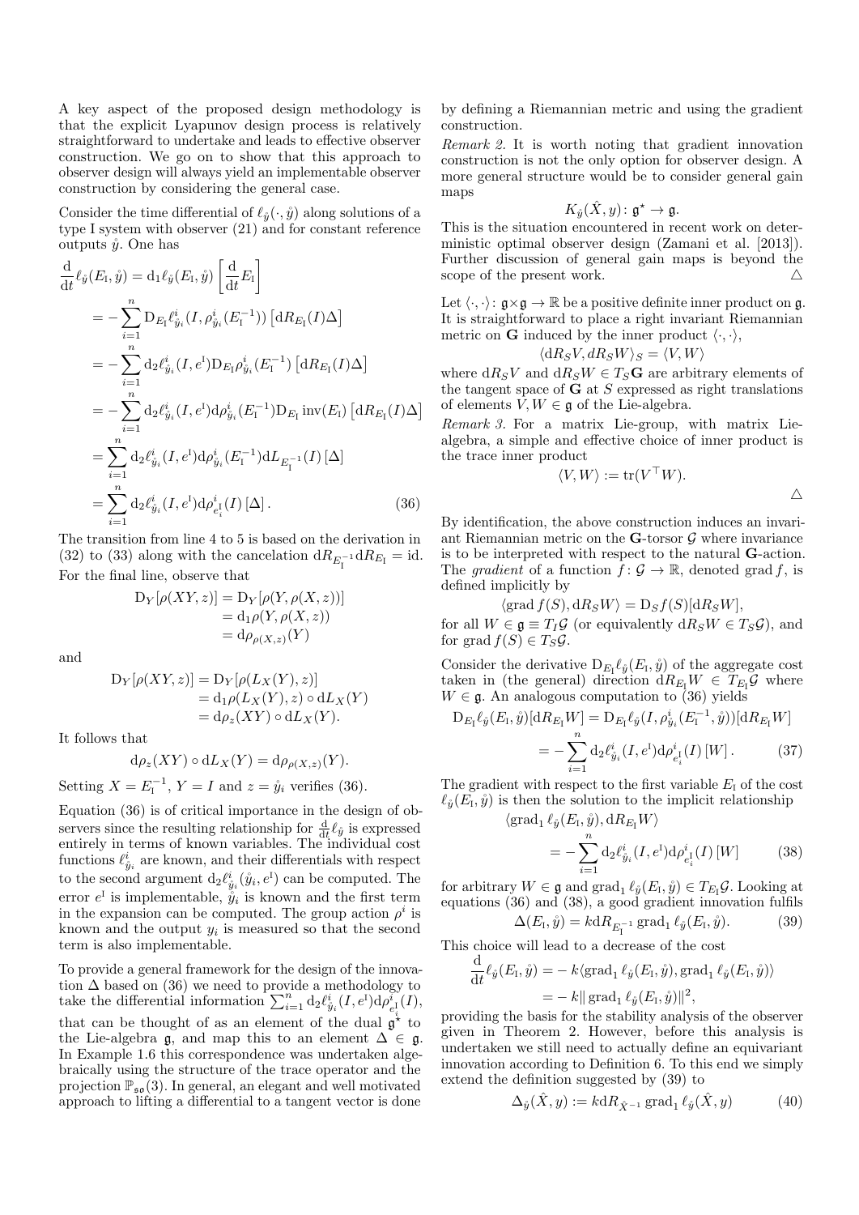A key aspect of the proposed design methodology is that the explicit Lyapunov design process is relatively straightforward to undertake and leads to effective observer construction. We go on to show that this approach to observer design will always yield an implementable observer construction by considering the general case.

Consider the time differential of $\ell_{\mathring{y}}(\cdot, \mathring{y})$ along solutions of a type I system with observer (21) and for constant reference outputs $\mathring{y}$. One has

$$
\begin{aligned}
\frac{\mathrm{d}}{\mathrm{d}t}\ell_{\mathring{y}}(E_{\mathrm{l}}, \mathring{y}) &= \mathrm{d}_1\ell_{\mathring{y}}(E_{\mathrm{l}}, \mathring{y})\left[\frac{\mathrm{d}}{\mathrm{d}t}E_{\mathrm{l}}\right] \\
&= -\sum_{i=1}^{n} \mathrm{D}_{E_{\mathrm{l}}}\ell^i_{\mathring{y}_i}(I, \rho^i_{\mathring{y}_i}(E_{\mathrm{l}}^{-1}))\left[\mathrm{d}R_{E_{\mathrm{l}}}(I)\Delta\right] \\
&= -\sum_{i=1}^{n} \mathrm{d}_2\ell^i_{\mathring{y}_i}(I, e^{\mathrm{l}})\mathrm{D}_{E_{\mathrm{l}}}\rho^i_{\mathring{y}_i}(E_{\mathrm{l}}^{-1})\left[\mathrm{d}R_{E_{\mathrm{l}}}(I)\Delta\right] \\
&= -\sum_{i=1}^{n} \mathrm{d}_2\ell^i_{\mathring{y}_i}(I, e^{\mathrm{l}})\mathrm{d}\rho^i_{\mathring{y}_i}(E_{\mathrm{l}}^{-1})\mathrm{D}_{E_{\mathrm{l}}}\,\mathrm{inv}(E_{\mathrm{l}})\left[\mathrm{d}R_{E_{\mathrm{l}}}(I)\Delta\right] \\
&= \sum_{i=1}^{n} \mathrm{d}_2\ell^i_{\mathring{y}_i}(I, e^{\mathrm{l}})\mathrm{d}\rho^i_{\mathring{y}_i}(E_{\mathrm{l}}^{-1})\mathrm{d}L_{E_{\mathrm{l}}^{-1}}(I)\left[\Delta\right] \\
&= \sum_{i=1}^{n} \mathrm{d}_2\ell^i_{\mathring{y}_i}(I, e^{\mathrm{l}})\mathrm{d}\rho^i_{e^{\mathrm{l}}_i}(I)\left[\Delta\right]. \qquad (36)
\end{aligned}
$$

The transition from line 4 to 5 is based on the derivation in (32) to (33) along with the cancelation $\mathrm{d}R_{E_{\mathrm{l}}^{-1}}\mathrm{d}R_{E_{\mathrm{l}}} = \mathrm{id}$. For the final line, observe that

$$
\begin{aligned}
\mathrm{D}_Y[\rho(XY, z)] &= \mathrm{D}_Y[\rho(Y, \rho(X, z))] \\
&= \mathrm{d}_1\rho(Y, \rho(X, z)) \\
&= \mathrm{d}\rho_{\rho(X,z)}(Y)
\end{aligned}
$$

and

$$
\begin{aligned}
\mathrm{D}_Y[\rho(XY, z)] &= \mathrm{D}_Y[\rho(L_X(Y), z)] \\
&= \mathrm{d}_1\rho(L_X(Y), z) \circ \mathrm{d}L_X(Y) \\
&= \mathrm{d}\rho_z(XY) \circ \mathrm{d}L_X(Y).
\end{aligned}
$$

It follows that

$$
\mathrm{d}\rho_z(XY) \circ \mathrm{d}L_X(Y) = \mathrm{d}\rho_{\rho(X,z)}(Y).
$$

Setting $X = E_{\mathrm{l}}^{-1}$, $Y = I$ and $z = \mathring{y}_i$ verifies (36).

Equation (36) is of critical importance in the design of observers since the resulting relationship for $\frac{\mathrm{d}}{\mathrm{d}t}\ell_{\mathring{y}}$ is expressed entirely in terms of known variables. The individual cost functions $\ell^i_{\mathring{y}_i}$ are known, and their differentials with respect to the second argument $\mathrm{d}_2\ell^i_{\mathring{y}_i}(\mathring{y}_i, e^{\mathrm{l}})$ can be computed. The error $e^{\mathrm{l}}$ is implementable, $\mathring{y}_i$ is known and the first term in the expansion can be computed. The group action $\rho^i$ is known and the output $y_i$ is measured so that the second term is also implementable.

To provide a general framework for the design of the innovation $\Delta$ based on (36) we need to provide a methodology to take the differential information $\sum_{i=1}^{n} \mathrm{d}_2\ell^i_{\mathring{y}_i}(I, e^{\mathrm{l}})\mathrm{d}\rho^i_{e^{\mathrm{l}}_i}(I)$, that can be thought of as an element of the dual $\mathfrak{g}^\star$ to the Lie-algebra $\mathfrak{g}$, and map this to an element $\Delta \in \mathfrak{g}$. In Example 1.6 this correspondence was undertaken algebraically using the structure of the trace operator and the projection $\mathbb{P}_{\mathfrak{so}}(3)$. In general, an elegant and well motivated approach to lifting a differential to a tangent vector is done by defining a Riemannian metric and using the gradient construction.

*Remark 2.* It is worth noting that gradient innovation construction is not the only option for observer design. A more general structure would be to consider general gain maps

$$
K_{\mathring{y}}(\hat{X}, y) \colon \mathfrak{g}^\star \to \mathfrak{g}.
$$

This is the situation encountered in recent work on deterministic optimal observer design (Zamani et al. [2013]). Further discussion of general gain maps is beyond the scope of the present work. △

Let $\langle\cdot,\cdot\rangle \colon \mathfrak{g}\times\mathfrak{g} \to \mathbb{R}$ be a positive definite inner product on $\mathfrak{g}$. It is straightforward to place a right invariant Riemannian metric on $\mathbf{G}$ induced by the inner product $\langle\cdot,\cdot\rangle$,

$$
\langle \mathrm{d}R_S V, dR_S W\rangle_S = \langle V, W\rangle
$$

where $\mathrm{d}R_S V$ and $\mathrm{d}R_S W \in T_S\mathbf{G}$ are arbitrary elements of the tangent space of $\mathbf{G}$ at $S$ expressed as right translations of elements $V, W \in \mathfrak{g}$ of the Lie-algebra.

*Remark 3.* For a matrix Lie-group, with matrix Lie-algebra, a simple and effective choice of inner product is the trace inner product

$$
\langle V, W\rangle := \mathrm{tr}(V^\top W).
$$

△

By identification, the above construction induces an invariant Riemannian metric on the $\mathbf{G}$-torsor $\mathcal{G}$ where invariance is to be interpreted with respect to the natural $\mathbf{G}$-action. The *gradient* of a function $f \colon \mathcal{G} \to \mathbb{R}$, denoted $\mathrm{grad}\, f$, is defined implicitly by

$$
\langle \mathrm{grad}\, f(S), \mathrm{d}R_S W\rangle = \mathrm{D}_S f(S)[\mathrm{d}R_S W],
$$

for all $W \in \mathfrak{g} \equiv T_I\mathcal{G}$ (or equivalently $\mathrm{d}R_S W \in T_S\mathcal{G}$), and for $\mathrm{grad}\, f(S) \in T_S\mathcal{G}$.

Consider the derivative $\mathrm{D}_{E_{\mathrm{l}}}\ell_{\mathring{y}}(E_{\mathrm{l}}, \mathring{y})$ of the aggregate cost taken in (the general) direction $\mathrm{d}R_{E_{\mathrm{l}}}W \in T_{E_{\mathrm{l}}}\mathcal{G}$ where $W \in \mathfrak{g}$. An analogous computation to (36) yields

$$
\begin{aligned}
\mathrm{D}_{E_{\mathrm{l}}}\ell_{\mathring{y}}(E_{\mathrm{l}}, \mathring{y})[\mathrm{d}R_{E_{\mathrm{l}}}W] &= \mathrm{D}_{E_{\mathrm{l}}}\ell_{\mathring{y}}(I, \rho^i_{\mathring{y}_i}(E_{\mathrm{l}}^{-1}, \mathring{y}))[\mathrm{d}R_{E_{\mathrm{l}}}W] \\
&= -\sum_{i=1}^{n} \mathrm{d}_2\ell^i_{\mathring{y}_i}(I, e^{\mathrm{l}})\mathrm{d}\rho^i_{e^{\mathrm{l}}_i}(I)\left[W\right]. \qquad (37)
\end{aligned}
$$

The gradient with respect to the first variable $E_{\mathrm{l}}$ of the cost $\ell_{\mathring{y}}(E_{\mathrm{l}}, \mathring{y})$ is then the solution to the implicit relationship

$$
\begin{aligned}
&\langle \mathrm{grad}_1\, \ell_{\mathring{y}}(E_{\mathrm{l}}, \mathring{y}), \mathrm{d}R_{E_{\mathrm{l}}}W\rangle \\
&\qquad = -\sum_{i=1}^{n} \mathrm{d}_2\ell^i_{\mathring{y}_i}(I, e^{\mathrm{l}})\mathrm{d}\rho^i_{e^{\mathrm{l}}_i}(I)\left[W\right] \qquad (38)
\end{aligned}
$$

for arbitrary $W \in \mathfrak{g}$ and $\mathrm{grad}_1\, \ell_{\mathring{y}}(E_{\mathrm{l}}, \mathring{y}) \in T_{E_{\mathrm{l}}}\mathcal{G}$. Looking at equations (36) and (38), a good gradient innovation fulfils

$$
\Delta(E_{\mathrm{l}}, \mathring{y}) = k\mathrm{d}R_{E_{\mathrm{l}}^{-1}}\, \mathrm{grad}_1\, \ell_{\mathring{y}}(E_{\mathrm{l}}, \mathring{y}). \qquad (39)
$$

This choice will lead to a decrease of the cost

$$
\begin{aligned}
\frac{\mathrm{d}}{\mathrm{d}t}\ell_{\mathring{y}}(E_{\mathrm{l}}, \mathring{y}) &= -\,k\langle \mathrm{grad}_1\, \ell_{\mathring{y}}(E_{\mathrm{l}}, \mathring{y}), \mathrm{grad}_1\, \ell_{\mathring{y}}(E_{\mathrm{l}}, \mathring{y})\rangle \\
&= -\,k\|\, \mathrm{grad}_1\, \ell_{\mathring{y}}(E_{\mathrm{l}}, \mathring{y})\|^2,
\end{aligned}
$$

providing the basis for the stability analysis of the observer given in Theorem 2. However, before this analysis is undertaken we still need to actually define an equivariant innovation according to Definition 6. To this end we simply extend the definition suggested by (39) to

$$
\Delta_{\mathring{y}}(\hat{X}, y) := k\mathrm{d}R_{\hat{X}^{-1}}\, \mathrm{grad}_1\, \ell_{\mathring{y}}(\hat{X}, y) \qquad (40)
$$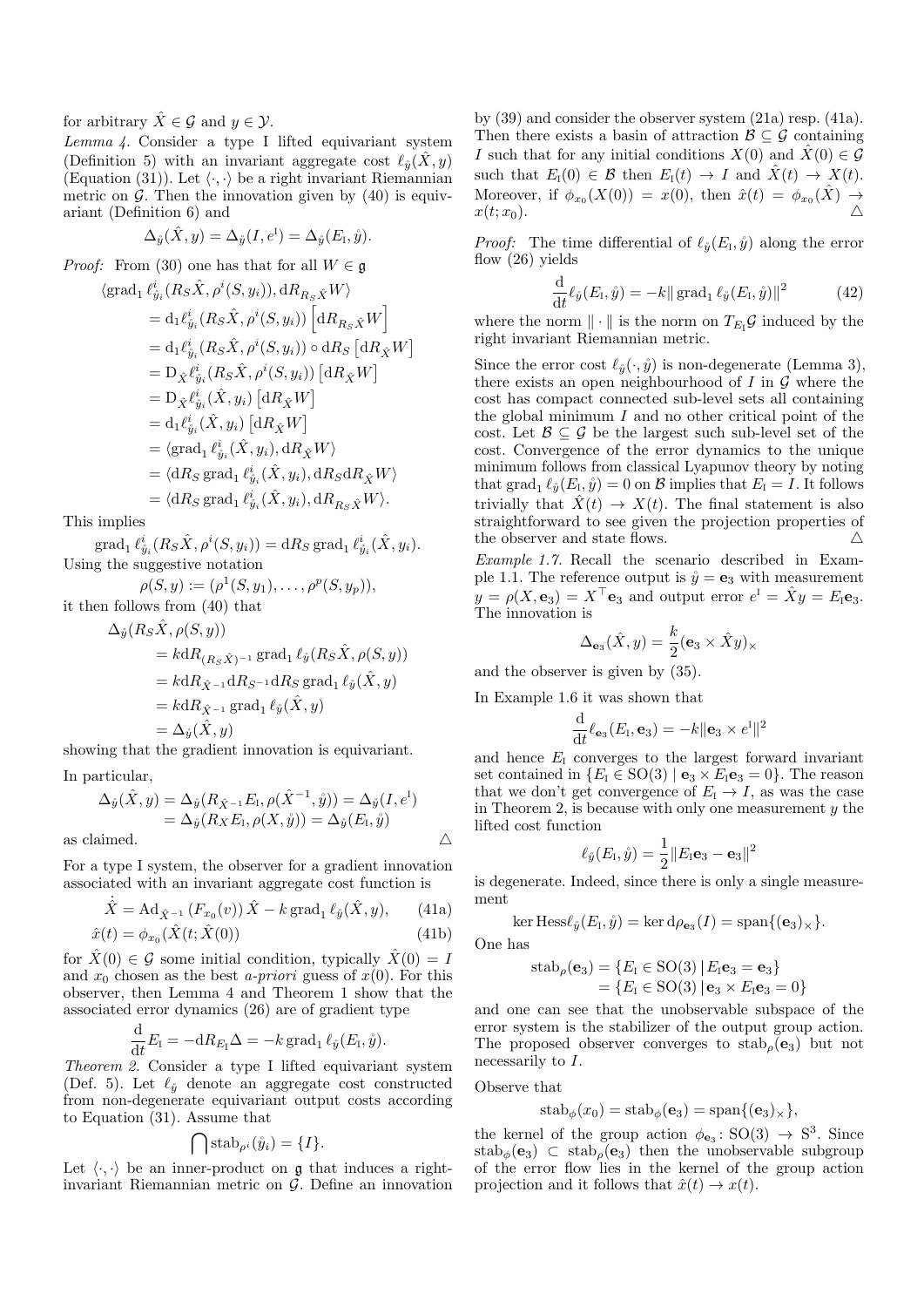for arbitrary $\hat{X} \in \mathcal{G}$ and $y \in \mathcal{Y}$.

*Lemma 4.* Consider a type I lifted equivariant system (Definition 5) with an invariant aggregate cost $\ell_{\mathring{y}}(\hat{X}, y)$ (Equation (31)). Let $\langle \cdot, \cdot \rangle$ be a right invariant Riemannian metric on $\mathcal{G}$. Then the innovation given by (40) is equivariant (Definition 6) and

$$\Delta_{\mathring{y}}(\hat{X}, y) = \Delta_{\mathring{y}}(I, e^{\mathrm{I}}) = \Delta_{\mathring{y}}(E_{\mathrm{I}}, \mathring{y}).$$

*Proof:* From (30) one has that for all $W \in \mathfrak{g}$

$$\begin{aligned}
\langle \operatorname{grad}_1 \ell^i_{\mathring{y}_i}&(R_S\hat{X}, \rho^i(S, y_i)), \mathrm{d}R_{R_S\hat{X}}W\rangle \\
&= \mathrm{d}_1\ell^i_{\mathring{y}_i}(R_S\hat{X}, \rho^i(S, y_i))\left[\mathrm{d}R_{R_S\hat{X}}W\right] \\
&= \mathrm{d}_1\ell^i_{\mathring{y}_i}(R_S\hat{X}, \rho^i(S, y_i)) \circ \mathrm{d}R_S\left[\mathrm{d}R_{\hat{X}}W\right] \\
&= \mathrm{D}_{\hat{X}}\ell^i_{\mathring{y}_i}(R_S\hat{X}, \rho^i(S, y_i))\left[\mathrm{d}R_{\hat{X}}W\right] \\
&= \mathrm{D}_{\hat{X}}\ell^i_{\mathring{y}_i}(\hat{X}, y_i)\left[\mathrm{d}R_{\hat{X}}W\right] \\
&= \mathrm{d}_1\ell^i_{\mathring{y}_i}(\hat{X}, y_i)\left[\mathrm{d}R_{\hat{X}}W\right] \\
&= \langle \operatorname{grad}_1 \ell^i_{\mathring{y}_i}(\hat{X}, y_i), \mathrm{d}R_{\hat{X}}W\rangle \\
&= \langle \mathrm{d}R_S \operatorname{grad}_1 \ell^i_{\mathring{y}_i}(\hat{X}, y_i), \mathrm{d}R_S\mathrm{d}R_{\hat{X}}W\rangle \\
&= \langle \mathrm{d}R_S \operatorname{grad}_1 \ell^i_{\mathring{y}_i}(\hat{X}, y_i), \mathrm{d}R_{R_S\hat{X}}W\rangle.
\end{aligned}$$

This implies

$$\operatorname{grad}_1 \ell^i_{\mathring{y}_i}(R_S\hat{X}, \rho^i(S, y_i)) = \mathrm{d}R_S \operatorname{grad}_1 \ell^i_{\mathring{y}_i}(\hat{X}, y_i).$$

Using the suggestive notation

$$\rho(S, y) := (\rho^1(S, y_1), \ldots, \rho^p(S, y_p)),$$

it then follows from (40) that

$$\begin{aligned}
\Delta_{\mathring{y}}&(R_S\hat{X}, \rho(S, y)) \\
&= k\mathrm{d}R_{(R_S\hat{X})^{-1}} \operatorname{grad}_1 \ell_{\mathring{y}}(R_S\hat{X}, \rho(S, y)) \\
&= k\mathrm{d}R_{\hat{X}^{-1}}\mathrm{d}R_{S^{-1}}\mathrm{d}R_S \operatorname{grad}_1 \ell_{\mathring{y}}(\hat{X}, y) \\
&= k\mathrm{d}R_{\hat{X}^{-1}} \operatorname{grad}_1 \ell_{\mathring{y}}(\hat{X}, y) \\
&= \Delta_{\mathring{y}}(\hat{X}, y)
\end{aligned}$$

showing that the gradient innovation is equivariant.

In particular,

$$\begin{aligned}
\Delta_{\mathring{y}}(\hat{X}, y) &= \Delta_{\mathring{y}}(R_{\hat{X}^{-1}}E_{\mathrm{I}}, \rho(\hat{X}^{-1}, \mathring{y})) = \Delta_{\mathring{y}}(I, e^{\mathrm{I}}) \\
&= \Delta_{\mathring{y}}(R_X E_{\mathrm{I}}, \rho(X, \mathring{y})) = \Delta_{\mathring{y}}(E_{\mathrm{I}}, \mathring{y})
\end{aligned}$$

as claimed. $\triangle$

For a type I system, the observer for a gradient innovation associated with an invariant aggregate cost function is

$$\dot{\hat{X}} = \mathrm{Ad}_{\hat{X}^{-1}}\left(F_{x_0}(v)\right)\hat{X} - k \operatorname{grad}_1 \ell_{\mathring{y}}(\hat{X}, y), \qquad (41a)$$

$$\hat{x}(t) = \phi_{x_0}(\hat{X}(t; \hat{X}(0)) \qquad (41b)$$

for $\hat{X}(0) \in \mathcal{G}$ some initial condition, typically $\hat{X}(0) = I$ and $x_0$ chosen as the best *a-priori* guess of $x(0)$. For this observer, then Lemma 4 and Theorem 1 show that the associated error dynamics (26) are of gradient type

$$\frac{\mathrm{d}}{\mathrm{d}t}E_{\mathrm{I}} = -\mathrm{d}R_{E_{\mathrm{I}}}\Delta = -k \operatorname{grad}_1 \ell_{\mathring{y}}(E_{\mathrm{I}}, \mathring{y}).$$

*Theorem 2.* Consider a type I lifted equivariant system (Def. 5). Let $\ell_{\mathring{y}}$ denote an aggregate cost constructed from non-degenerate equivariant output costs according to Equation (31). Assume that

$$\bigcap \operatorname{stab}_{\rho^i}(\mathring{y}_i) = \{I\}.$$

Let $\langle \cdot, \cdot \rangle$ be an inner-product on $\mathfrak{g}$ that induces a right-invariant Riemannian metric on $\mathcal{G}$. Define an innovation by (39) and consider the observer system (21a) resp. (41a). Then there exists a basin of attraction $\mathcal{B} \subseteq \mathcal{G}$ containing $I$ such that for any initial conditions $X(0)$ and $\hat{X}(0) \in \mathcal{G}$ such that $E_{\mathrm{I}}(0) \in \mathcal{B}$ then $E_{\mathrm{I}}(t) \to I$ and $\hat{X}(t) \to X(t)$. Moreover, if $\phi_{x_0}(X(0)) = x(0)$, then $\hat{x}(t) = \phi_{x_0}(\hat{X}) \to x(t; x_0)$. $\triangle$

*Proof:* The time differential of $\ell_{\mathring{y}}(E_{\mathrm{I}}, \mathring{y})$ along the error flow (26) yields

$$\frac{\mathrm{d}}{\mathrm{d}t}\ell_{\mathring{y}}(E_{\mathrm{I}}, \mathring{y}) = -k\| \operatorname{grad}_1 \ell_{\mathring{y}}(E_{\mathrm{I}}, \mathring{y})\|^2 \qquad (42)$$

where the norm $\| \cdot \|$ is the norm on $T_{E_{\mathrm{I}}}\mathcal{G}$ induced by the right invariant Riemannian metric.

Since the error cost $\ell_{\mathring{y}}(\cdot, \mathring{y})$ is non-degenerate (Lemma 3), there exists an open neighbourhood of $I$ in $\mathcal{G}$ where the cost has compact connected sub-level sets all containing the global minimum $I$ and no other critical point of the cost. Let $\mathcal{B} \subseteq \mathcal{G}$ be the largest such sub-level set of the cost. Convergence of the error dynamics to the unique minimum follows from classical Lyapunov theory by noting that $\operatorname{grad}_1 \ell_{\mathring{y}}(E_{\mathrm{I}}, \mathring{y}) = 0$ on $\mathcal{B}$ implies that $E_{\mathrm{I}} = I$. It follows trivially that $\hat{X}(t) \to X(t)$. The final statement is also straightforward to see given the projection properties of the observer and state flows. $\triangle$

*Example 1.7.* Recall the scenario described in Example 1.1. The reference output is $\mathring{y} = \mathbf{e}_3$ with measurement $y = \rho(X, \mathbf{e}_3) = X^\top \mathbf{e}_3$ and output error $e^{\mathrm{I}} = \hat{X}y = E_{\mathrm{I}}\mathbf{e}_3$. The innovation is

$$\Delta_{\mathbf{e}_3}(\hat{X}, y) = \frac{k}{2}(\mathbf{e}_3 \times \hat{X}y)_\times$$

and the observer is given by (35).

In Example 1.6 it was shown that

$$\frac{\mathrm{d}}{\mathrm{d}t}\ell_{\mathbf{e}_3}(E_{\mathrm{I}}, \mathbf{e}_3) = -k\|\mathbf{e}_3 \times e^{\mathrm{I}}\|^2$$

and hence $E_{\mathrm{I}}$ converges to the largest forward invariant set contained in $\{E_{\mathrm{I}} \in \mathrm{SO}(3) \mid \mathbf{e}_3 \times E_{\mathrm{I}}\mathbf{e}_3 = 0\}$. The reason that we don't get convergence of $E_{\mathrm{I}} \to I$, as was the case in Theorem 2, is because with only one measurement $y$ the lifted cost function

$$\ell_{\mathring{y}}(E_{\mathrm{I}}, \mathring{y}) = \frac{1}{2}\|E_{\mathrm{I}}\mathbf{e}_3 - \mathbf{e}_3\|^2$$

is degenerate. Indeed, since there is only a single measurement

$$\ker \mathrm{Hess}\ell_{\mathring{y}}(E_{\mathrm{I}}, \mathring{y}) = \ker \mathrm{d}\rho_{\mathbf{e}_3}(I) = \operatorname{span}\{(\mathbf{e}_3)_\times\}.$$

One has

$$\begin{aligned}
\operatorname{stab}_\rho(\mathbf{e}_3) &= \{E_{\mathrm{I}} \in \mathrm{SO}(3) \,|\, E_{\mathrm{I}}\mathbf{e}_3 = \mathbf{e}_3\} \\
&= \{E_{\mathrm{I}} \in \mathrm{SO}(3) \,|\, \mathbf{e}_3 \times E_{\mathrm{I}}\mathbf{e}_3 = 0\}
\end{aligned}$$

and one can see that the unobservable subspace of the error system is the stabilizer of the output group action. The proposed observer converges to $\operatorname{stab}_\rho(\mathbf{e}_3)$ but not necessarily to $I$.

Observe that

$$\operatorname{stab}_\phi(x_0) = \operatorname{stab}_\phi(\mathbf{e}_3) = \operatorname{span}\{(\mathbf{e}_3)_\times\},$$

the kernel of the group action $\phi_{\mathbf{e}_3} \colon \mathrm{SO}(3) \to \mathrm{S}^3$. Since $\operatorname{stab}_\phi(\mathbf{e}_3) \subset \operatorname{stab}_\rho(\mathbf{e}_3)$ then the unobservable subgroup of the error flow lies in the kernel of the group action projection and it follows that $\hat{x}(t) \to x(t)$.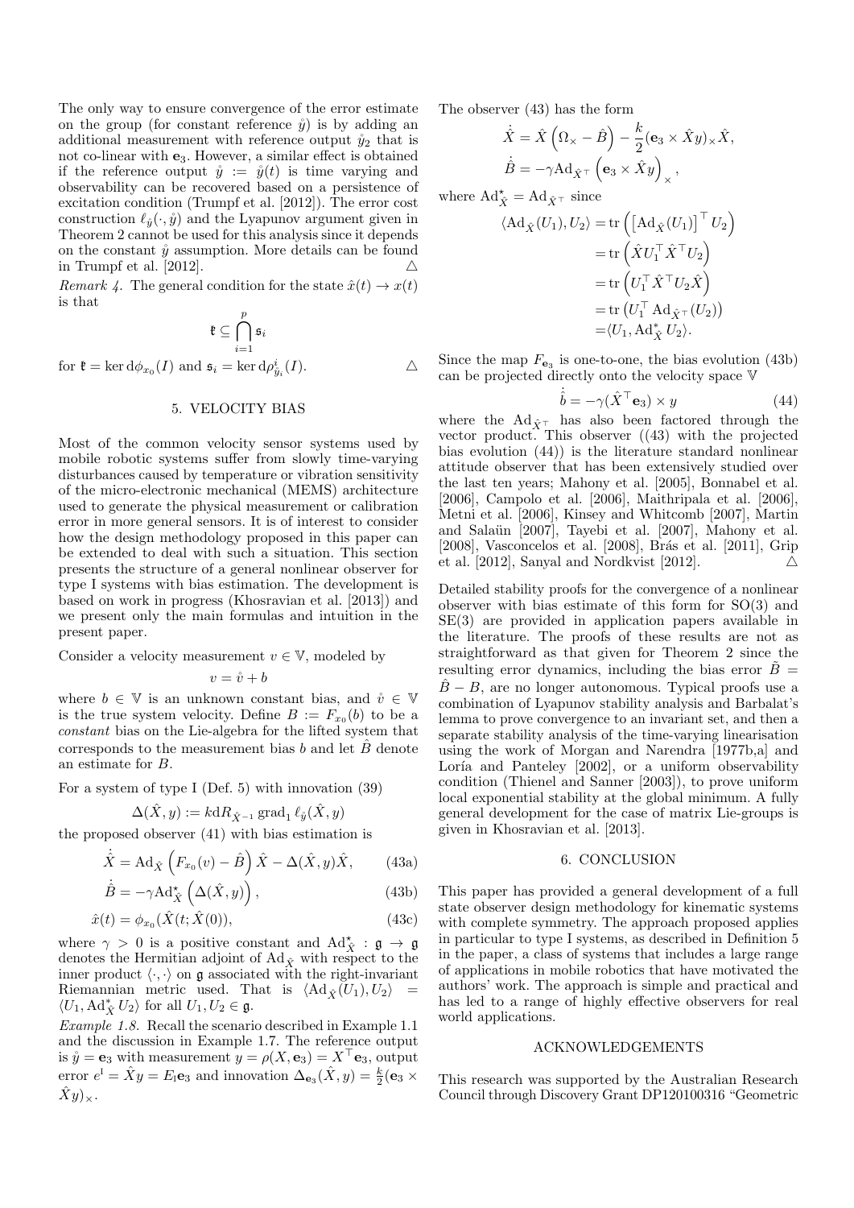The only way to ensure convergence of the error estimate on the group (for constant reference $\mathring{y}$) is by adding an additional measurement with reference output $\mathring{y}_2$ that is not co-linear with $\mathbf{e}_3$. However, a similar effect is obtained if the reference output $\mathring{y} := \mathring{y}(t)$ is time varying and observability can be recovered based on a persistence of excitation condition (Trumpf et al. [2012]). The error cost construction $\ell_{\mathring{y}}(\cdot, \mathring{y})$ and the Lyapunov argument given in Theorem 2 cannot be used for this analysis since it depends on the constant $\mathring{y}$ assumption. More details can be found in Trumpf et al. [2012]. △

*Remark 4.* The general condition for the state $\hat{x}(t) \to x(t)$ is that

$$\mathfrak{k} \subseteq \bigcap_{i=1}^{p} \mathfrak{s}_i$$

for $\mathfrak{k} = \ker \mathrm{d}\phi_{x_0}(I)$ and $\mathfrak{s}_i = \ker \mathrm{d}\rho^i_{\mathring{y}_i}(I)$. △

## 5. VELOCITY BIAS

Most of the common velocity sensor systems used by mobile robotic systems suffer from slowly time-varying disturbances caused by temperature or vibration sensitivity of the micro-electronic mechanical (MEMS) architecture used to generate the physical measurement or calibration error in more general sensors. It is of interest to consider how the design methodology proposed in this paper can be extended to deal with such a situation. This section presents the structure of a general nonlinear observer for type I systems with bias estimation. The development is based on work in progress (Khosravian et al. [2013]) and we present only the main formulas and intuition in the present paper.

Consider a velocity measurement $v \in \mathbb{V}$, modeled by

$$v = \mathring{v} + b$$

where $b \in \mathbb{V}$ is an unknown constant bias, and $\mathring{v} \in \mathbb{V}$ is the true system velocity. Define $B := F_{x_0}(b)$ to be a *constant* bias on the Lie-algebra for the lifted system that corresponds to the measurement bias $b$ and let $\hat{B}$ denote an estimate for $B$.

For a system of type I (Def. 5) with innovation (39)

$$\Delta(\hat{X}, y) := k \mathrm{d}R_{\hat{X}^{-1}} \operatorname{grad}_1 \ell_{\mathring{y}}(\hat{X}, y)$$

the proposed observer (41) with bias estimation is

$$\dot{\hat{X}} = \mathrm{Ad}_{\hat{X}} \left( F_{x_0}(v) - \hat{B} \right) \hat{X} - \Delta(\hat{X}, y)\hat{X}, \qquad (43a)$$

$$\dot{\hat{B}} = -\gamma \mathrm{Ad}^{\star}_{\hat{X}} \left( \Delta(\hat{X}, y) \right), \qquad (43b)$$

$$\hat{x}(t) = \phi_{x_0}(\hat{X}(t; \hat{X}(0)), \qquad (43c)$$

where $\gamma > 0$ is a positive constant and $\mathrm{Ad}^{\star}_{\hat{X}} : \mathfrak{g} \to \mathfrak{g}$ denotes the Hermitian adjoint of $\mathrm{Ad}_{\hat{X}}$ with respect to the inner product $\langle \cdot, \cdot \rangle$ on $\mathfrak{g}$ associated with the right-invariant Riemannian metric used. That is $\langle \mathrm{Ad}_{\hat{X}}(U_1), U_2 \rangle = \langle U_1, \mathrm{Ad}^{*}_{\hat{X}}\, U_2 \rangle$ for all $U_1, U_2 \in \mathfrak{g}$.

*Example 1.8.* Recall the scenario described in Example 1.1 and the discussion in Example 1.7. The reference output is $\mathring{y} = \mathbf{e}_3$ with measurement $y = \rho(X, \mathbf{e}_3) = X^\top \mathbf{e}_3$, output error $e^{\mathrm{l}} = \hat{X} y = E_{\mathrm{l}} \mathbf{e}_3$ and innovation $\Delta_{\mathbf{e}_3}(\hat{X}, y) = \frac{k}{2}(\mathbf{e}_3 \times \hat{X} y)_\times$.

The observer (43) has the form

$$\dot{\hat{X}} = \hat{X} \left( \Omega_\times - \hat{B} \right) - \frac{k}{2} (\mathbf{e}_3 \times \hat{X} y)_\times \hat{X},$$

$$\dot{\hat{B}} = -\gamma \mathrm{Ad}_{\hat{X}^\top} \left( \mathbf{e}_3 \times \hat{X} y \right)_\times,$$

where $\mathrm{Ad}^{\star}_{\hat{X}} = \mathrm{Ad}_{\hat{X}^\top}$ since

$$\begin{aligned}
\langle \mathrm{Ad}_{\hat{X}}(U_1), U_2 \rangle &= \mathrm{tr}\left( \left[ \mathrm{Ad}_{\hat{X}}(U_1) \right]^\top U_2 \right) \\
&= \mathrm{tr}\left( \hat{X} U_1^\top \hat{X}^\top U_2 \right) \\
&= \mathrm{tr}\left( U_1^\top \hat{X}^\top U_2 \hat{X} \right) \\
&= \mathrm{tr}\left( U_1^\top \,\mathrm{Ad}_{\hat{X}^\top}(U_2) \right) \\
&= \langle U_1, \mathrm{Ad}^{*}_{\hat{X}}\, U_2 \rangle.
\end{aligned}$$

Since the map $F_{\mathbf{e}_3}$ is one-to-one, the bias evolution (43b) can be projected directly onto the velocity space $\mathbb{V}$

$$\dot{\hat{b}} = -\gamma (\hat{X}^\top \mathbf{e}_3) \times y \qquad (44)$$

where the $\mathrm{Ad}_{\hat{X}^\top}$ has also been factored through the vector product. This observer ((43) with the projected bias evolution (44)) is the literature standard nonlinear attitude observer that has been extensively studied over the last ten years; Mahony et al. [2005], Bonnabel et al. [2006], Campolo et al. [2006], Maithripala et al. [2006], Metni et al. [2006], Kinsey and Whitcomb [2007], Martin and Salaün [2007], Tayebi et al. [2007], Mahony et al. [2008], Vasconcelos et al. [2008], Brás et al. [2011], Grip et al. [2012], Sanyal and Nordkvist [2012]. △

Detailed stability proofs for the convergence of a nonlinear observer with bias estimate of this form for SO(3) and SE(3) are provided in application papers available in the literature. The proofs of these results are not as straightforward as that given for Theorem 2 since the resulting error dynamics, including the bias error $\tilde{B} = \hat{B} - B$, are no longer autonomous. Typical proofs use a combination of Lyapunov stability analysis and Barbalat's lemma to prove convergence to an invariant set, and then a separate stability analysis of the time-varying linearisation using the work of Morgan and Narendra [1977b,a] and Loría and Panteley [2002], or a uniform observability condition (Thienel and Sanner [2003]), to prove uniform local exponential stability at the global minimum. A fully general development for the case of matrix Lie-groups is given in Khosravian et al. [2013].

## 6. CONCLUSION

This paper has provided a general development of a full state observer design methodology for kinematic systems with complete symmetry. The approach proposed applies in particular to type I systems, as described in Definition 5 in the paper, a class of systems that includes a large range of applications in mobile robotics that have motivated the authors' work. The approach is simple and practical and has led to a range of highly effective observers for real world applications.

## ACKNOWLEDGEMENTS

This research was supported by the Australian Research Council through Discovery Grant DP120100316 "Geometric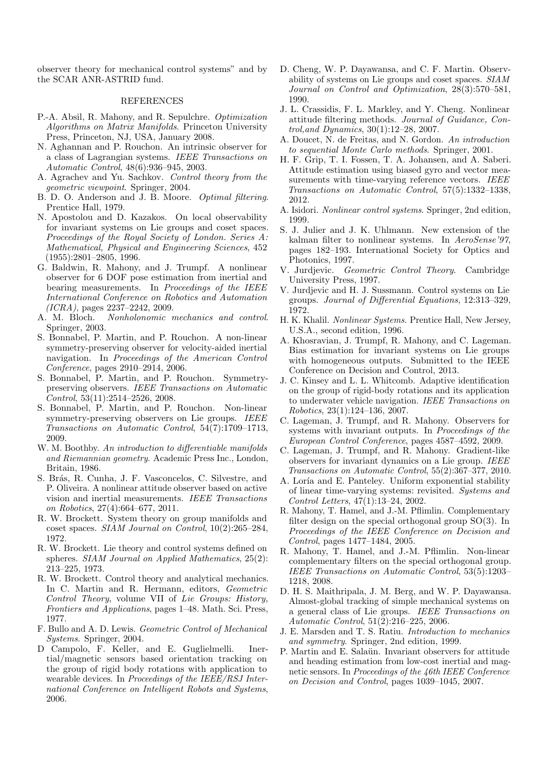observer theory for mechanical control systems" and by the SCAR ANR-ASTRID fund.

## REFERENCES

P.-A. Absil, R. Mahony, and R. Sepulchre. *Optimization Algorithms on Matrix Manifolds*. Princeton University Press, Princeton, NJ, USA, January 2008.

N. Aghannan and P. Rouchon. An intrinsic observer for a class of Lagrangian systems. *IEEE Transactions on Automatic Control*, 48(6):936–945, 2003.

A. Agrachev and Yu. Sachkov. *Control theory from the geometric viewpoint*. Springer, 2004.

B. D. O. Anderson and J. B. Moore. *Optimal filtering*. Prentice Hall, 1979.

N. Apostolou and D. Kazakos. On local observability for invariant systems on Lie groups and coset spaces. *Proceedings of the Royal Society of London. Series A: Mathematical, Physical and Engineering Sciences*, 452 (1955):2801–2805, 1996.

G. Baldwin, R. Mahony, and J. Trumpf. A nonlinear observer for 6 DOF pose estimation from inertial and bearing measurements. In *Proceedings of the IEEE International Conference on Robotics and Automation (ICRA)*, pages 2237–2242, 2009.

A. M. Bloch. *Nonholonomic mechanics and control*. Springer, 2003.

S. Bonnabel, P. Martin, and P. Rouchon. A non-linear symmetry-preserving observer for velocity-aided inertial navigation. In *Proceedings of the American Control Conference*, pages 2910–2914, 2006.

S. Bonnabel, P. Martin, and P. Rouchon. Symmetry-preserving observers. *IEEE Transactions on Automatic Control*, 53(11):2514–2526, 2008.

S. Bonnabel, P. Martin, and P. Rouchon. Non-linear symmetry-preserving observers on Lie groups. *IEEE Transactions on Automatic Control*, 54(7):1709–1713, 2009.

W. M. Boothby. *An introduction to differentiable manifolds and Riemannian geometry*. Academic Press Inc., London, Britain, 1986.

S. Brás, R. Cunha, J. F. Vasconcelos, C. Silvestre, and P. Oliveira. A nonlinear attitude observer based on active vision and inertial measurements. *IEEE Transactions on Robotics*, 27(4):664–677, 2011.

R. W. Brockett. System theory on group manifolds and coset spaces. *SIAM Journal on Control*, 10(2):265–284, 1972.

R. W. Brockett. Lie theory and control systems defined on spheres. *SIAM Journal on Applied Mathematics*, 25(2): 213–225, 1973.

R. W. Brockett. Control theory and analytical mechanics. In C. Martin and R. Hermann, editors, *Geometric Control Theory*, volume VII of *Lie Groups: History, Frontiers and Applications*, pages 1–48. Math. Sci. Press, 1977.

F. Bullo and A. D. Lewis. *Geometric Control of Mechanical Systems*. Springer, 2004.

D Campolo, F. Keller, and E. Guglielmelli. Inertial/magnetic sensors based orientation tracking on the group of rigid body rotations with application to wearable devices. In *Proceedings of the IEEE/RSJ International Conference on Intelligent Robots and Systems*, 2006.

D. Cheng, W. P. Dayawansa, and C. F. Martin. Observability of systems on Lie groups and coset spaces. *SIAM Journal on Control and Optimization*, 28(3):570–581, 1990.

J. L. Crassidis, F. L. Markley, and Y. Cheng. Nonlinear attitude filtering methods. *Journal of Guidance, Control,and Dynamics*, 30(1):12–28, 2007.

A. Doucet, N. de Freitas, and N. Gordon. *An introduction to sequential Monte Carlo methods*. Springer, 2001.

H. F. Grip, T. I. Fossen, T. A. Johansen, and A. Saberi. Attitude estimation using biased gyro and vector measurements with time-varying reference vectors. *IEEE Transactions on Automatic Control*, 57(5):1332–1338, 2012.

A. Isidori. *Nonlinear control systems*. Springer, 2nd edition, 1999.

S. J. Julier and J. K. Uhlmann. New extension of the kalman filter to nonlinear systems. In *AeroSense'97*, pages 182–193. International Society for Optics and Photonics, 1997.

V. Jurdjevic. *Geometric Control Theory*. Cambridge University Press, 1997.

V. Jurdjevic and H. J. Sussmann. Control systems on Lie groups. *Journal of Differential Equations*, 12:313–329, 1972.

H. K. Khalil. *Nonlinear Systems*. Prentice Hall, New Jersey, U.S.A., second edition, 1996.

A. Khosravian, J. Trumpf, R. Mahony, and C. Lageman. Bias estimation for invariant systems on Lie groups with homogeneous outputs. Submitted to the IEEE Conference on Decision and Control, 2013.

J. C. Kinsey and L. L. Whitcomb. Adaptive identification on the group of rigid-body rotations and its application to underwater vehicle navigation. *IEEE Transactions on Robotics*, 23(1):124–136, 2007.

C. Lageman, J. Trumpf, and R. Mahony. Observers for systems with invariant outputs. In *Proceedings of the European Control Conference*, pages 4587–4592, 2009.

C. Lageman, J. Trumpf, and R. Mahony. Gradient-like observers for invariant dynamics on a Lie group. *IEEE Transactions on Automatic Control*, 55(2):367–377, 2010.

A. Loría and E. Panteley. Uniform exponential stability of linear time-varying systems: revisited. *Systems and Control Letters*, 47(1):13–24, 2002.

R. Mahony, T. Hamel, and J.-M. Pflimlin. Complementary filter design on the special orthogonal group SO(3). In *Proceedings of the IEEE Conference on Decision and Control*, pages 1477–1484, 2005.

R. Mahony, T. Hamel, and J.-M. Pflimlin. Non-linear complementary filters on the special orthogonal group. *IEEE Transactions on Automatic Control*, 53(5):1203–1218, 2008.

D. H. S. Maithripala, J. M. Berg, and W. P. Dayawansa. Almost-global tracking of simple mechanical systems on a general class of Lie groups. *IEEE Transactions on Automatic Control*, 51(2):216–225, 2006.

J. E. Marsden and T. S. Ratiu. *Introduction to mechanics and symmetry*. Springer, 2nd edition, 1999.

P. Martin and E. Salaün. Invariant observers for attitude and heading estimation from low-cost inertial and magnetic sensors. In *Proceedings of the 46th IEEE Conference on Decision and Control*, pages 1039–1045, 2007.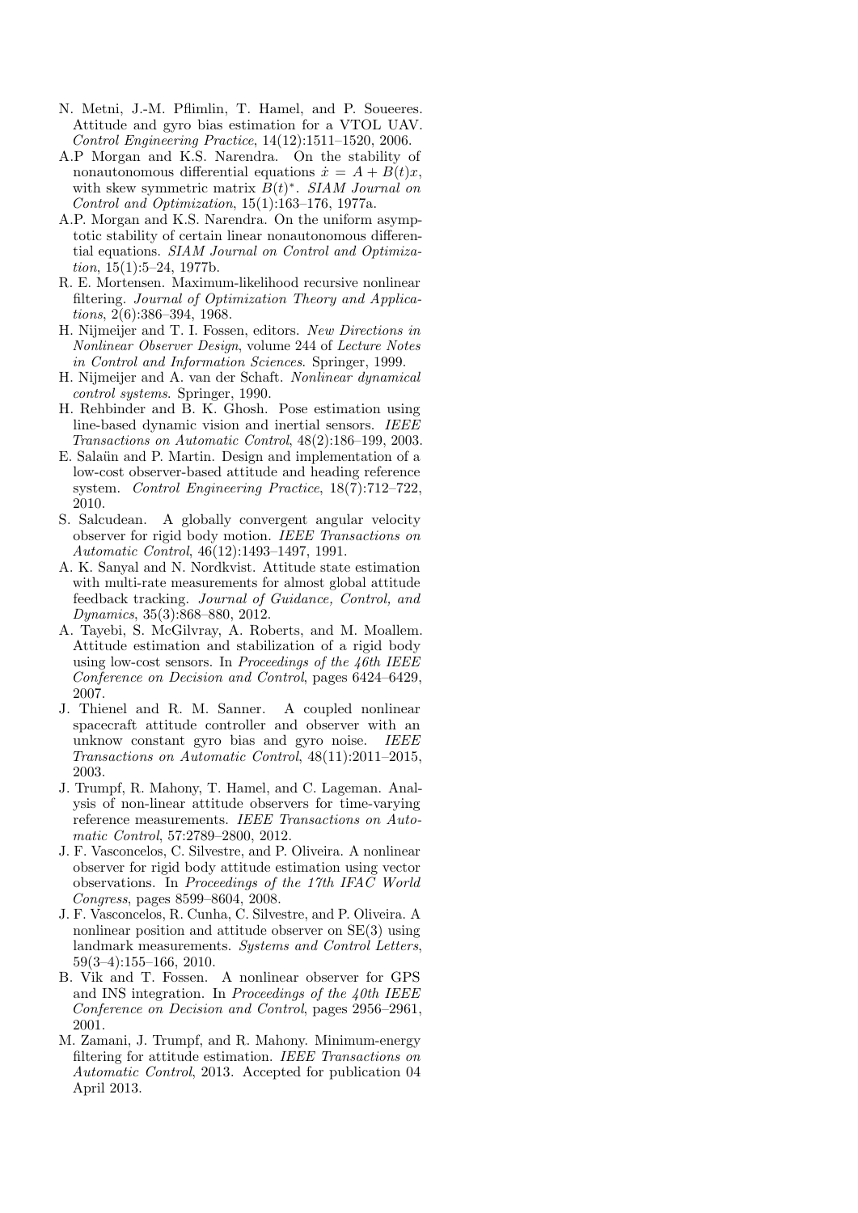N. Metni, J.-M. Pflimlin, T. Hamel, and P. Soueeres. Attitude and gyro bias estimation for a VTOL UAV. *Control Engineering Practice*, 14(12):1511–1520, 2006.

A.P Morgan and K.S. Narendra. On the stability of nonautonomous differential equations $\dot{x} = A + B(t)x$, with skew symmetric matrix $B(t)^*$. *SIAM Journal on Control and Optimization*, 15(1):163–176, 1977a.

A.P. Morgan and K.S. Narendra. On the uniform asymptotic stability of certain linear nonautonomous differential equations. *SIAM Journal on Control and Optimization*, 15(1):5–24, 1977b.

R. E. Mortensen. Maximum-likelihood recursive nonlinear filtering. *Journal of Optimization Theory and Applications*, 2(6):386–394, 1968.

H. Nijmeijer and T. I. Fossen, editors. *New Directions in Nonlinear Observer Design*, volume 244 of *Lecture Notes in Control and Information Sciences*. Springer, 1999.

H. Nijmeijer and A. van der Schaft. *Nonlinear dynamical control systems*. Springer, 1990.

H. Rehbinder and B. K. Ghosh. Pose estimation using line-based dynamic vision and inertial sensors. *IEEE Transactions on Automatic Control*, 48(2):186–199, 2003.

E. Salaün and P. Martin. Design and implementation of a low-cost observer-based attitude and heading reference system. *Control Engineering Practice*, 18(7):712–722, 2010.

S. Salcudean. A globally convergent angular velocity observer for rigid body motion. *IEEE Transactions on Automatic Control*, 46(12):1493–1497, 1991.

A. K. Sanyal and N. Nordkvist. Attitude state estimation with multi-rate measurements for almost global attitude feedback tracking. *Journal of Guidance, Control, and Dynamics*, 35(3):868–880, 2012.

A. Tayebi, S. McGilvray, A. Roberts, and M. Moallem. Attitude estimation and stabilization of a rigid body using low-cost sensors. In *Proceedings of the 46th IEEE Conference on Decision and Control*, pages 6424–6429, 2007.

J. Thienel and R. M. Sanner. A coupled nonlinear spacecraft attitude controller and observer with an unknow constant gyro bias and gyro noise. *IEEE Transactions on Automatic Control*, 48(11):2011–2015, 2003.

J. Trumpf, R. Mahony, T. Hamel, and C. Lageman. Analysis of non-linear attitude observers for time-varying reference measurements. *IEEE Transactions on Automatic Control*, 57:2789–2800, 2012.

J. F. Vasconcelos, C. Silvestre, and P. Oliveira. A nonlinear observer for rigid body attitude estimation using vector observations. In *Proceedings of the 17th IFAC World Congress*, pages 8599–8604, 2008.

J. F. Vasconcelos, R. Cunha, C. Silvestre, and P. Oliveira. A nonlinear position and attitude observer on SE(3) using landmark measurements. *Systems and Control Letters*, 59(3–4):155–166, 2010.

B. Vik and T. Fossen. A nonlinear observer for GPS and INS integration. In *Proceedings of the 40th IEEE Conference on Decision and Control*, pages 2956–2961, 2001.

M. Zamani, J. Trumpf, and R. Mahony. Minimum-energy filtering for attitude estimation. *IEEE Transactions on Automatic Control*, 2013. Accepted for publication 04 April 2013.